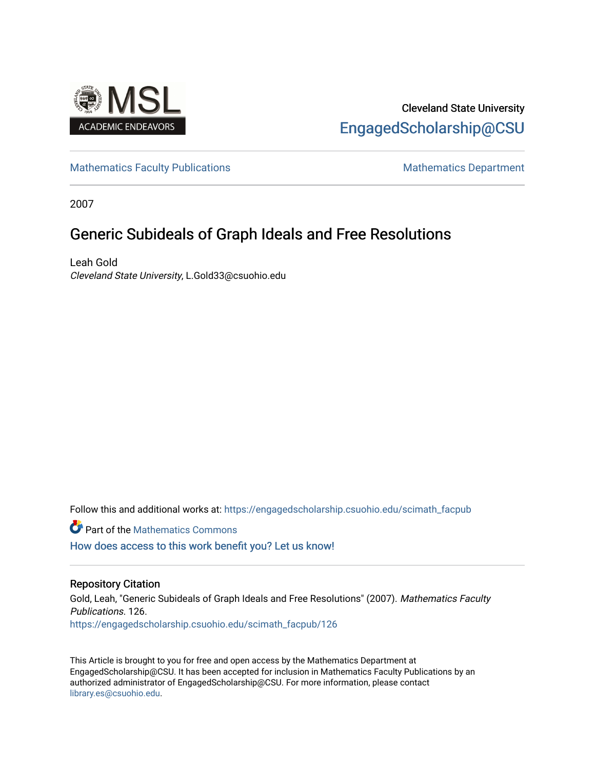Cleveland State University

EngagedScholarship@CSU

Mathematics Faculty Publications

Mathematics Department

2007

# Generic Subideals of Graph Ideals and Free Resolutions

Leah Gold

*Cleveland State University*, L.Gold33@csuohio.edu

Follow this and additional works at: https://engagedscholarship.csuohio.edu/scimath_facpub

Part of the Mathematics Commons

How does access to this work benefit you? Let us know!

## Repository Citation

Gold, Leah, "Generic Subideals of Graph Ideals and Free Resolutions" (2007). *Mathematics Faculty Publications*. 126.

https://engagedscholarship.csuohio.edu/scimath_facpub/126

This Article is brought to you for free and open access by the Mathematics Department at EngagedScholarship@CSU. It has been accepted for inclusion in Mathematics Faculty Publications by an authorized administrator of EngagedScholarship@CSU. For more information, please contact library.es@csuohio.edu.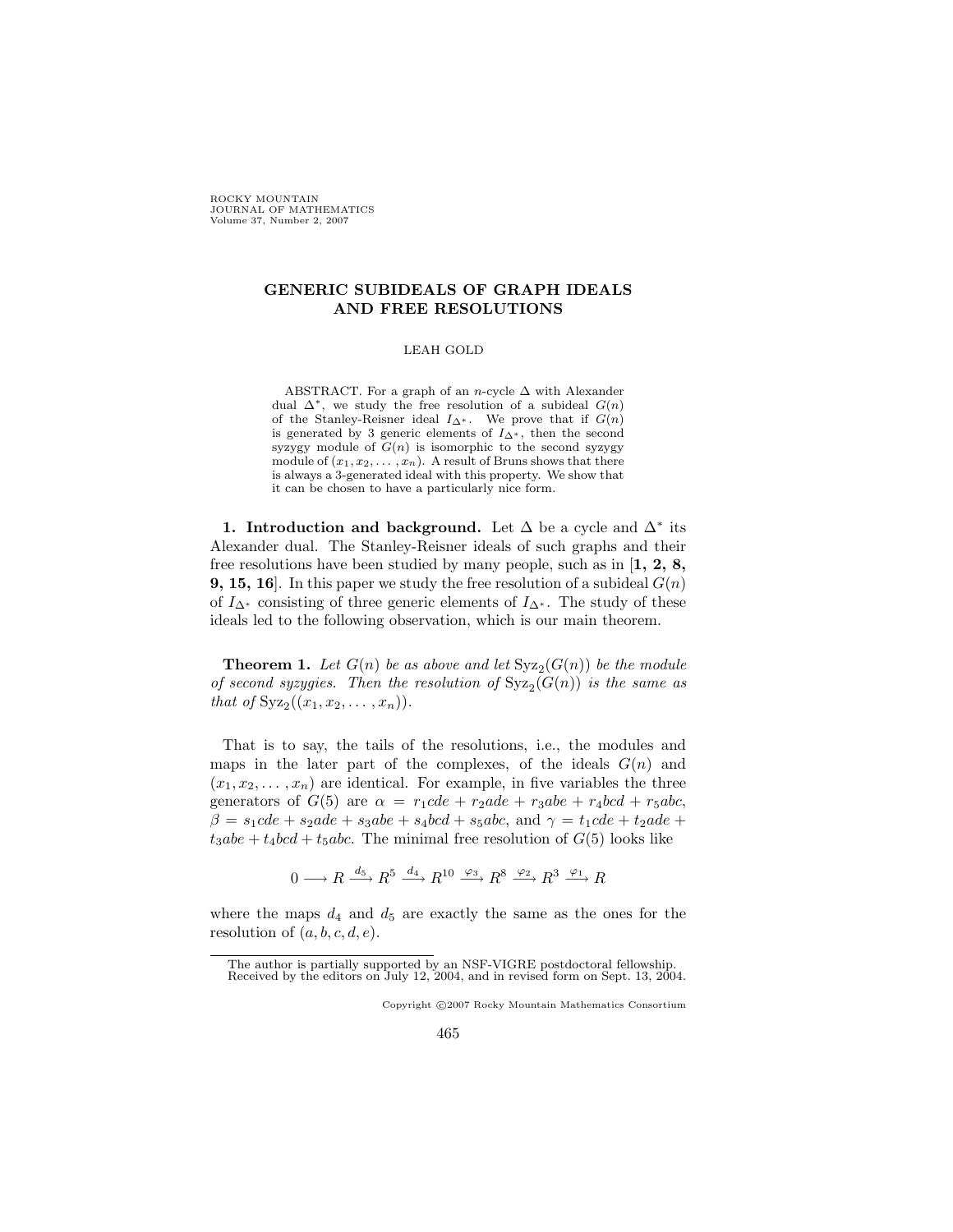# GENERIC SUBIDEALS OF GRAPH IDEALS AND FREE RESOLUTIONS

LEAH GOLD

ABSTRACT. For a graph of an $n$-cycle $\Delta$ with Alexander dual $\Delta^*$, we study the free resolution of a subideal $G(n)$ of the Stanley-Reisner ideal $I_{\Delta^*}$. We prove that if $G(n)$ is generated by 3 generic elements of $I_{\Delta^*}$, then the second syzygy module of $G(n)$ is isomorphic to the second syzygy module of $(x_1, x_2, \dots, x_n)$. A result of Bruns shows that there is always a 3-generated ideal with this property. We show that it can be chosen to have a particularly nice form.

**1. Introduction and background.** Let $\Delta$ be a cycle and $\Delta^*$ its Alexander dual. The Stanley-Reisner ideals of such graphs and their free resolutions have been studied by many people, such as in [**1, 2, 8, 9, 15, 16**]. In this paper we study the free resolution of a subideal $G(n)$ of $I_{\Delta^*}$ consisting of three generic elements of $I_{\Delta^*}$. The study of these ideals led to the following observation, which is our main theorem.

**Theorem 1.** *Let $G(n)$ be as above and let $\mathrm{Syz}_2(G(n))$ be the module of second syzygies. Then the resolution of $\mathrm{Syz}_2(G(n))$ is the same as that of $\mathrm{Syz}_2((x_1, x_2, \dots, x_n))$.*

That is to say, the tails of the resolutions, i.e., the modules and maps in the later part of the complexes, of the ideals $G(n)$ and $(x_1, x_2, \dots, x_n)$ are identical. For example, in five variables the three generators of $G(5)$ are $\alpha = r_1cde + r_2ade + r_3abe + r_4bcd + r_5abc$, $\beta = s_1cde + s_2ade + s_3abe + s_4bcd + s_5abc$, and $\gamma = t_1cde + t_2ade + t_3abe + t_4bcd + t_5abc$. The minimal free resolution of $G(5)$ looks like

$$0 \longrightarrow R \xrightarrow{d_5} R^5 \xrightarrow{d_4} R^{10} \xrightarrow{\varphi_3} R^8 \xrightarrow{\varphi_2} R^3 \xrightarrow{\varphi_1} R$$

where the maps $d_4$ and $d_5$ are exactly the same as the ones for the resolution of $(a, b, c, d, e)$.

The author is partially supported by an NSF-VIGRE postdoctoral fellowship.
Received by the editors on July 12, 2004, and in revised form on Sept. 13, 2004.

Copyright ©2007 Rocky Mountain Mathematics Consortium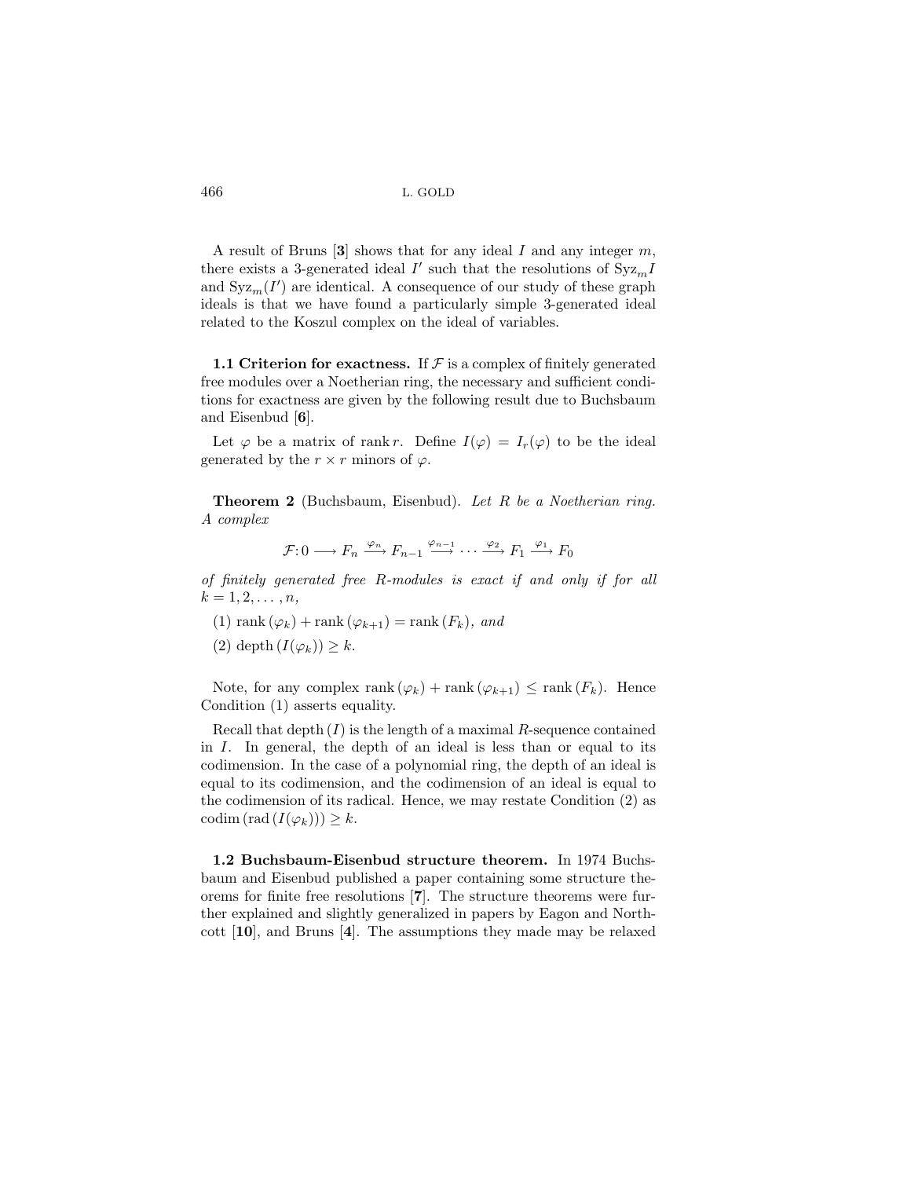A result of Bruns [**3**] shows that for any ideal $I$ and any integer $m$, there exists a 3-generated ideal $I'$ such that the resolutions of $\mathrm{Syz}_m I$ and $\mathrm{Syz}_m(I')$ are identical. A consequence of our study of these graph ideals is that we have found a particularly simple 3-generated ideal related to the Koszul complex on the ideal of variables.

**1.1 Criterion for exactness.** If $\mathcal{F}$ is a complex of finitely generated free modules over a Noetherian ring, the necessary and sufficient conditions for exactness are given by the following result due to Buchsbaum and Eisenbud [**6**].

Let $\varphi$ be a matrix of rank $r$. Define $I(\varphi) = I_r(\varphi)$ to be the ideal generated by the $r \times r$ minors of $\varphi$.

**Theorem 2** (Buchsbaum, Eisenbud). *Let $R$ be a Noetherian ring. A complex*

$$\mathcal{F}\colon 0 \longrightarrow F_n \xrightarrow{\varphi_n} F_{n-1} \xrightarrow{\varphi_{n-1}} \cdots \xrightarrow{\varphi_2} F_1 \xrightarrow{\varphi_1} F_0$$

*of finitely generated free $R$-modules is exact if and only if for all $k = 1, 2, \ldots, n$,*

(1) $\mathrm{rank}\,(\varphi_k) + \mathrm{rank}\,(\varphi_{k+1}) = \mathrm{rank}\,(F_k)$*, and*

(2) $\mathrm{depth}\,(I(\varphi_k)) \geq k$.

Note, for any complex $\mathrm{rank}\,(\varphi_k) + \mathrm{rank}\,(\varphi_{k+1}) \leq \mathrm{rank}\,(F_k)$. Hence Condition (1) asserts equality.

Recall that $\mathrm{depth}\,(I)$ is the length of a maximal $R$-sequence contained in $I$. In general, the depth of an ideal is less than or equal to its codimension. In the case of a polynomial ring, the depth of an ideal is equal to its codimension, and the codimension of an ideal is equal to the codimension of its radical. Hence, we may restate Condition (2) as $\mathrm{codim}\,(\mathrm{rad}\,(I(\varphi_k))) \geq k$.

**1.2 Buchsbaum-Eisenbud structure theorem.** In 1974 Buchsbaum and Eisenbud published a paper containing some structure theorems for finite free resolutions [**7**]. The structure theorems were further explained and slightly generalized in papers by Eagon and Northcott [**10**], and Bruns [**4**]. The assumptions they made may be relaxed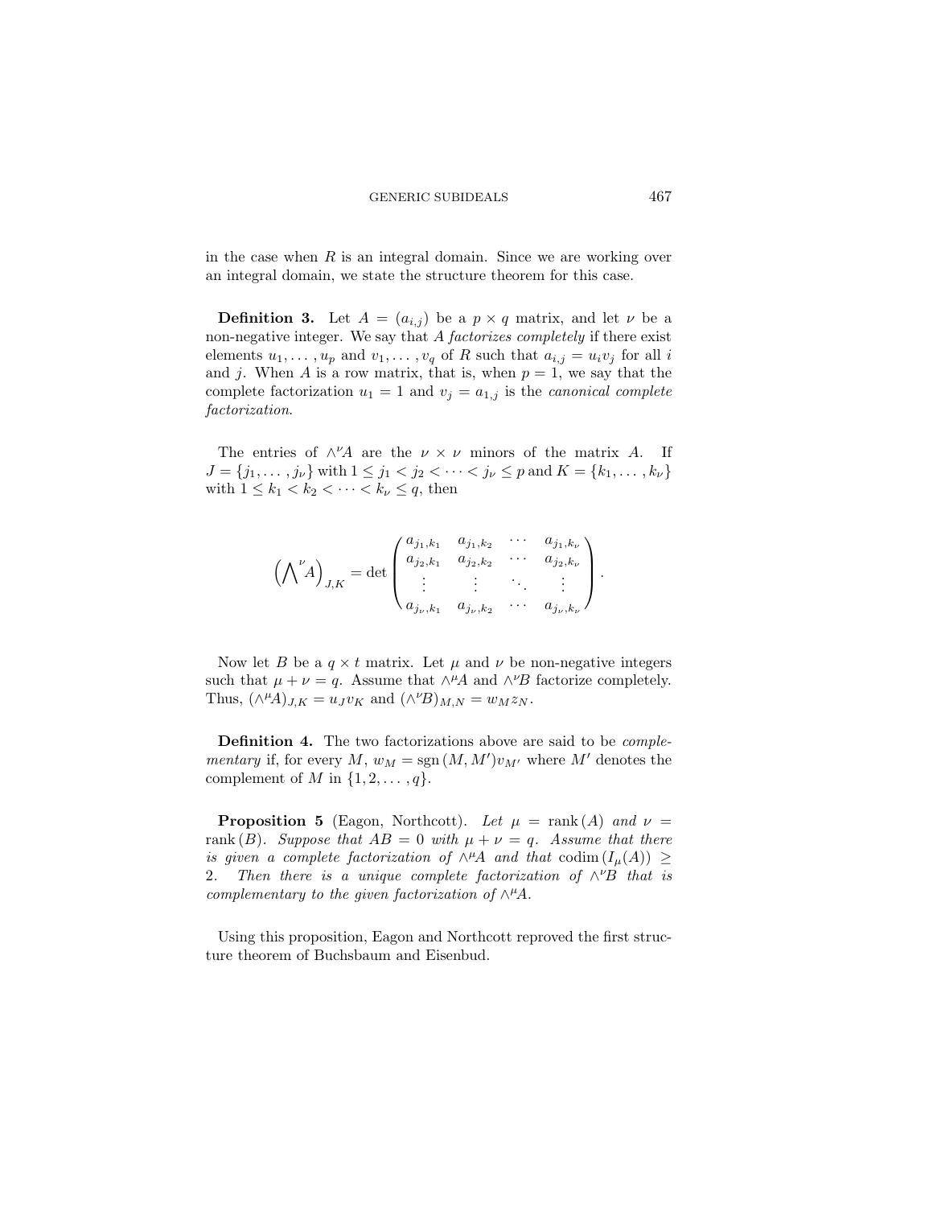in the case when $R$ is an integral domain. Since we are working over an integral domain, we state the structure theorem for this case.

**Definition 3.** Let $A = (a_{i,j})$ be a $p \times q$ matrix, and let $\nu$ be a non-negative integer. We say that $A$ *factorizes completely* if there exist elements $u_1, \ldots, u_p$ and $v_1, \ldots, v_q$ of $R$ such that $a_{i,j} = u_i v_j$ for all $i$ and $j$. When $A$ is a row matrix, that is, when $p = 1$, we say that the complete factorization $u_1 = 1$ and $v_j = a_{1,j}$ is the *canonical complete factorization*.

The entries of $\wedge^\nu A$ are the $\nu \times \nu$ minors of the matrix $A$. If $J = \{j_1, \ldots, j_\nu\}$ with $1 \leq j_1 < j_2 < \cdots < j_\nu \leq p$ and $K = \{k_1, \ldots, k_\nu\}$ with $1 \leq k_1 < k_2 < \cdots < k_\nu \leq q$, then

$$\left(\bigwedge\nolimits^\nu A\right)_{J,K} = \det \begin{pmatrix} a_{j_1,k_1} & a_{j_1,k_2} & \cdots & a_{j_1,k_\nu} \\ a_{j_2,k_1} & a_{j_2,k_2} & \cdots & a_{j_2,k_\nu} \\ \vdots & \vdots & \ddots & \vdots \\ a_{j_\nu,k_1} & a_{j_\nu,k_2} & \cdots & a_{j_\nu,k_\nu} \end{pmatrix}.$$

Now let $B$ be a $q \times t$ matrix. Let $\mu$ and $\nu$ be non-negative integers such that $\mu + \nu = q$. Assume that $\wedge^\mu A$ and $\wedge^\nu B$ factorize completely. Thus, $(\wedge^\mu A)_{J,K} = u_J v_K$ and $(\wedge^\nu B)_{M,N} = w_M z_N$.

**Definition 4.** The two factorizations above are said to be *complementary* if, for every $M$, $w_M = \operatorname{sgn}(M, M')v_{M'}$ where $M'$ denotes the complement of $M$ in $\{1, 2, \ldots, q\}$.

**Proposition 5** (Eagon, Northcott). *Let $\mu = \operatorname{rank}(A)$ and $\nu = \operatorname{rank}(B)$. Suppose that $AB = 0$ with $\mu + \nu = q$. Assume that there is given a complete factorization of $\wedge^\mu A$ and that* $\operatorname{codim}(I_\mu(A)) \geq 2$. *Then there is a unique complete factorization of $\wedge^\nu B$ that is complementary to the given factorization of $\wedge^\mu A$.*

Using this proposition, Eagon and Northcott reproved the first structure theorem of Buchsbaum and Eisenbud.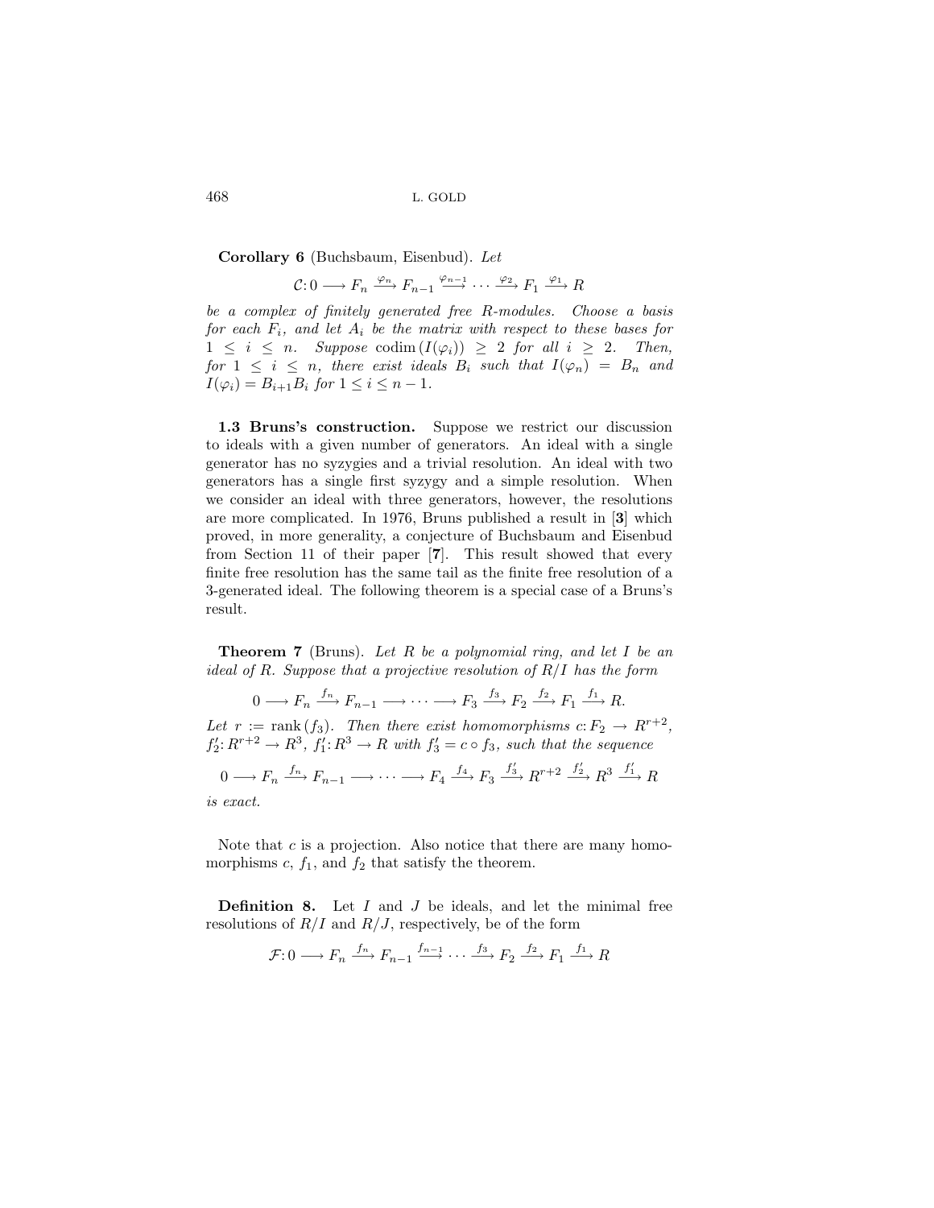**Corollary 6** (Buchsbaum, Eisenbud). *Let*

$$\mathcal{C}\colon 0 \longrightarrow F_n \xrightarrow{\varphi_n} F_{n-1} \xrightarrow{\varphi_{n-1}} \cdots \xrightarrow{\varphi_2} F_1 \xrightarrow{\varphi_1} R$$

*be a complex of finitely generated free $R$-modules. Choose a basis for each $F_i$, and let $A_i$ be the matrix with respect to these bases for $1 \leq i \leq n$. Suppose $\operatorname{codim}(I(\varphi_i)) \geq 2$ for all $i \geq 2$. Then, for $1 \leq i \leq n$, there exist ideals $B_i$ such that $I(\varphi_n) = B_n$ and $I(\varphi_i) = B_{i+1}B_i$ for $1 \leq i \leq n-1$.*

**1.3 Bruns's construction.** Suppose we restrict our discussion to ideals with a given number of generators. An ideal with a single generator has no syzygies and a trivial resolution. An ideal with two generators has a single first syzygy and a simple resolution. When we consider an ideal with three generators, however, the resolutions are more complicated. In 1976, Bruns published a result in [**3**] which proved, in more generality, a conjecture of Buchsbaum and Eisenbud from Section 11 of their paper [**7**]. This result showed that every finite free resolution has the same tail as the finite free resolution of a 3-generated ideal. The following theorem is a special case of a Bruns's result.

**Theorem 7** (Bruns). *Let $R$ be a polynomial ring, and let $I$ be an ideal of $R$. Suppose that a projective resolution of $R/I$ has the form*

$$0 \longrightarrow F_n \xrightarrow{f_n} F_{n-1} \longrightarrow \cdots \longrightarrow F_3 \xrightarrow{f_3} F_2 \xrightarrow{f_2} F_1 \xrightarrow{f_1} R.$$

*Let $r := \operatorname{rank}(f_3)$. Then there exist homomorphisms $c\colon F_2 \to R^{r+2}$, $f_2'\colon R^{r+2} \to R^3$, $f_1'\colon R^3 \to R$ with $f_3' = c \circ f_3$, such that the sequence*

$$0 \longrightarrow F_n \xrightarrow{f_n} F_{n-1} \longrightarrow \cdots \longrightarrow F_4 \xrightarrow{f_4} F_3 \xrightarrow{f_3'} R^{r+2} \xrightarrow{f_2'} R^3 \xrightarrow{f_1'} R$$

*is exact.*

Note that $c$ is a projection. Also notice that there are many homomorphisms $c$, $f_1$, and $f_2$ that satisfy the theorem.

**Definition 8.** Let $I$ and $J$ be ideals, and let the minimal free resolutions of $R/I$ and $R/J$, respectively, be of the form

$$\mathcal{F}\colon 0 \longrightarrow F_n \xrightarrow{f_n} F_{n-1} \xrightarrow{f_{n-1}} \cdots \xrightarrow{f_3} F_2 \xrightarrow{f_2} F_1 \xrightarrow{f_1} R$$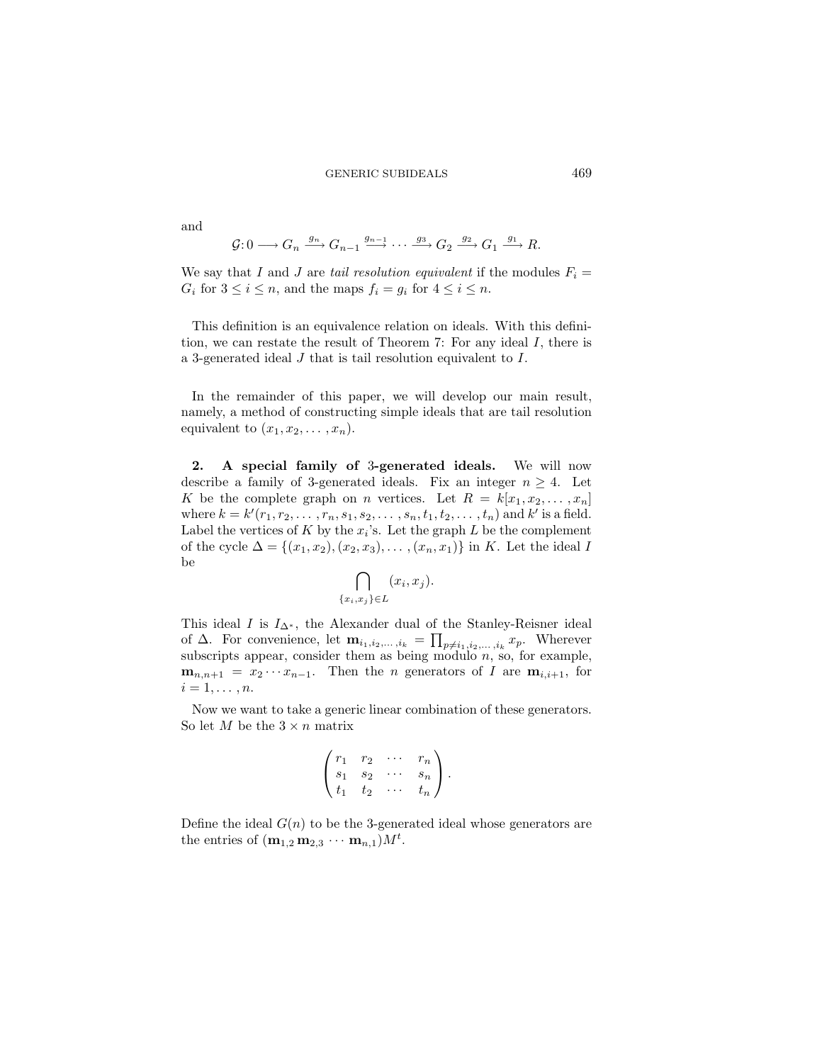and

$$\mathcal{G}\colon 0 \longrightarrow G_n \xrightarrow{g_n} G_{n-1} \xrightarrow{g_{n-1}} \cdots \xrightarrow{g_3} G_2 \xrightarrow{g_2} G_1 \xrightarrow{g_1} R.$$

We say that $I$ and $J$ are *tail resolution equivalent* if the modules $F_i = G_i$ for $3 \leq i \leq n$, and the maps $f_i = g_i$ for $4 \leq i \leq n$.

This definition is an equivalence relation on ideals. With this definition, we can restate the result of Theorem 7: For any ideal $I$, there is a 3-generated ideal $J$ that is tail resolution equivalent to $I$.

In the remainder of this paper, we will develop our main result, namely, a method of constructing simple ideals that are tail resolution equivalent to $(x_1, x_2, \ldots, x_n)$.

## 2. A special family of 3-generated ideals.

We will now describe a family of 3-generated ideals. Fix an integer $n \geq 4$. Let $K$ be the complete graph on $n$ vertices. Let $R = k[x_1, x_2, \ldots, x_n]$ where $k = k'(r_1, r_2, \ldots, r_n, s_1, s_2, \ldots, s_n, t_1, t_2, \ldots, t_n)$ and $k'$ is a field. Label the vertices of $K$ by the $x_i$'s. Let the graph $L$ be the complement of the cycle $\Delta = \{(x_1, x_2), (x_2, x_3), \ldots, (x_n, x_1)\}$ in $K$. Let the ideal $I$ be

$$\bigcap_{\{x_i, x_j\} \in L} (x_i, x_j).$$

This ideal $I$ is $I_{\Delta^*}$, the Alexander dual of the Stanley-Reisner ideal of $\Delta$. For convenience, let $\mathbf{m}_{i_1, i_2, \ldots, i_k} = \prod_{p \neq i_1, i_2, \ldots, i_k} x_p$. Wherever subscripts appear, consider them as being modulo $n$, so, for example, $\mathbf{m}_{n,n+1} = x_2 \cdots x_{n-1}$. Then the $n$ generators of $I$ are $\mathbf{m}_{i,i+1}$, for $i = 1, \ldots, n$.

Now we want to take a generic linear combination of these generators. So let $M$ be the $3 \times n$ matrix

$$\begin{pmatrix} r_1 & r_2 & \cdots & r_n \\ s_1 & s_2 & \cdots & s_n \\ t_1 & t_2 & \cdots & t_n \end{pmatrix}.$$

Define the ideal $G(n)$ to be the 3-generated ideal whose generators are the entries of $(\mathbf{m}_{1,2}\, \mathbf{m}_{2,3} \, \cdots \, \mathbf{m}_{n,1})M^t$.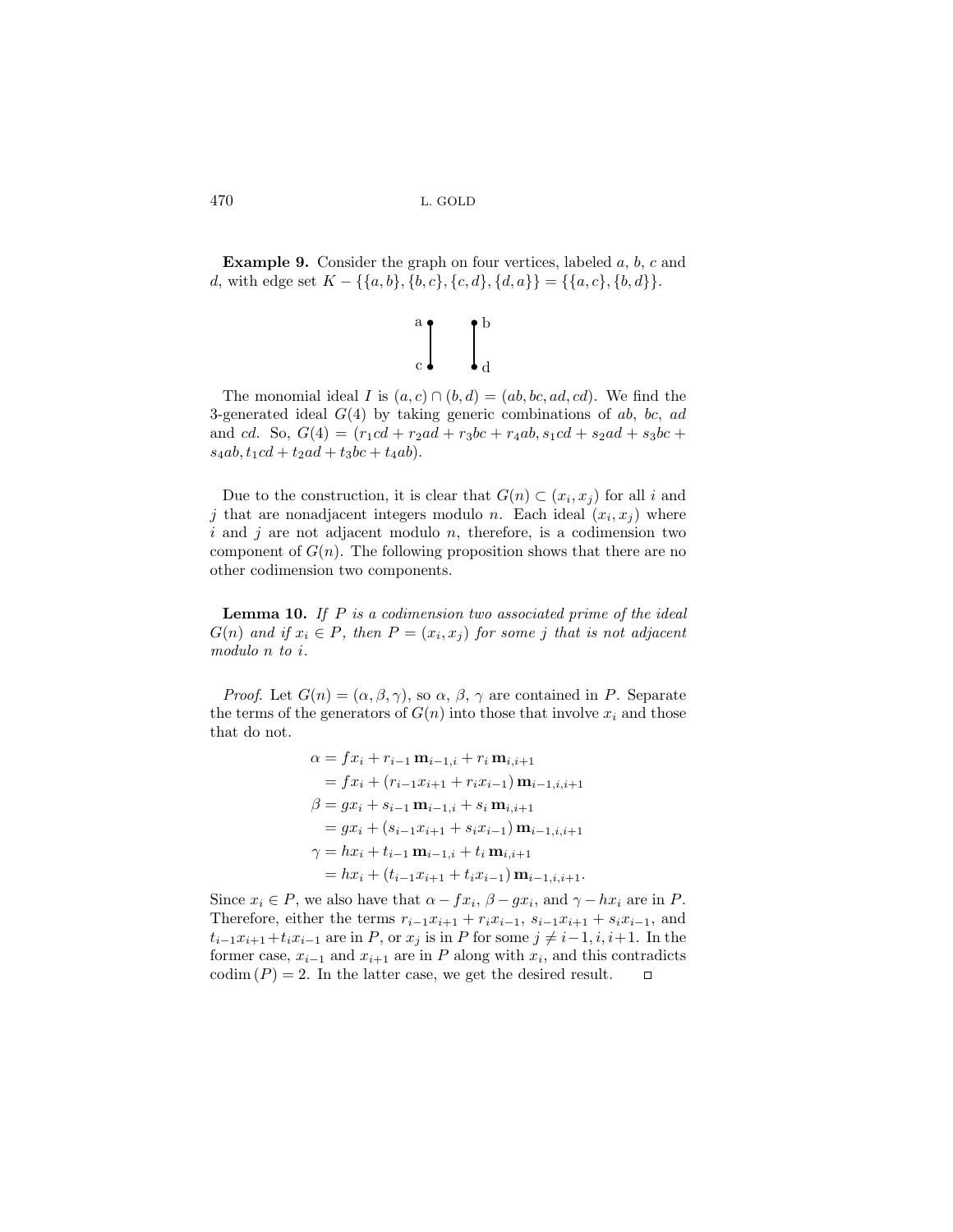**Example 9.** Consider the graph on four vertices, labeled $a$, $b$, $c$ and $d$, with edge set $K - \{\{a,b\},\{b,c\},\{c,d\},\{d,a\}\} = \{\{a,c\},\{b,d\}\}$.

The monomial ideal $I$ is $(a,c) \cap (b,d) = (ab, bc, ad, cd)$. We find the 3-generated ideal $G(4)$ by taking generic combinations of $ab$, $bc$, $ad$ and $cd$. So, $G(4) = (r_1cd + r_2ad + r_3bc + r_4ab, s_1cd + s_2ad + s_3bc + s_4ab, t_1cd + t_2ad + t_3bc + t_4ab)$.

Due to the construction, it is clear that $G(n) \subset (x_i, x_j)$ for all $i$ and $j$ that are nonadjacent integers modulo $n$. Each ideal $(x_i, x_j)$ where $i$ and $j$ are not adjacent modulo $n$, therefore, is a codimension two component of $G(n)$. The following proposition shows that there are no other codimension two components.

**Lemma 10.** *If $P$ is a codimension two associated prime of the ideal $G(n)$ and if $x_i \in P$, then $P = (x_i, x_j)$ for some $j$ that is not adjacent modulo $n$ to $i$.*

*Proof.* Let $G(n) = (\alpha, \beta, \gamma)$, so $\alpha$, $\beta$, $\gamma$ are contained in $P$. Separate the terms of the generators of $G(n)$ into those that involve $x_i$ and those that do not.

$$
\begin{aligned}
\alpha &= fx_i + r_{i-1}\,\mathbf{m}_{i-1,i} + r_i\,\mathbf{m}_{i,i+1} \\
&= fx_i + (r_{i-1}x_{i+1} + r_i x_{i-1})\,\mathbf{m}_{i-1,i,i+1} \\
\beta &= gx_i + s_{i-1}\,\mathbf{m}_{i-1,i} + s_i\,\mathbf{m}_{i,i+1} \\
&= gx_i + (s_{i-1}x_{i+1} + s_i x_{i-1})\,\mathbf{m}_{i-1,i,i+1} \\
\gamma &= hx_i + t_{i-1}\,\mathbf{m}_{i-1,i} + t_i\,\mathbf{m}_{i,i+1} \\
&= hx_i + (t_{i-1}x_{i+1} + t_i x_{i-1})\,\mathbf{m}_{i-1,i,i+1}.
\end{aligned}
$$

Since $x_i \in P$, we also have that $\alpha - fx_i$, $\beta - gx_i$, and $\gamma - hx_i$ are in $P$. Therefore, either the terms $r_{i-1}x_{i+1} + r_i x_{i-1}$, $s_{i-1}x_{i+1} + s_i x_{i-1}$, and $t_{i-1}x_{i+1} + t_i x_{i-1}$ are in $P$, or $x_j$ is in $P$ for some $j \neq i-1, i, i+1$. In the former case, $x_{i-1}$ and $x_{i+1}$ are in $P$ along with $x_i$, and this contradicts $\operatorname{codim}(P) = 2$. In the latter case, we get the desired result. $\square$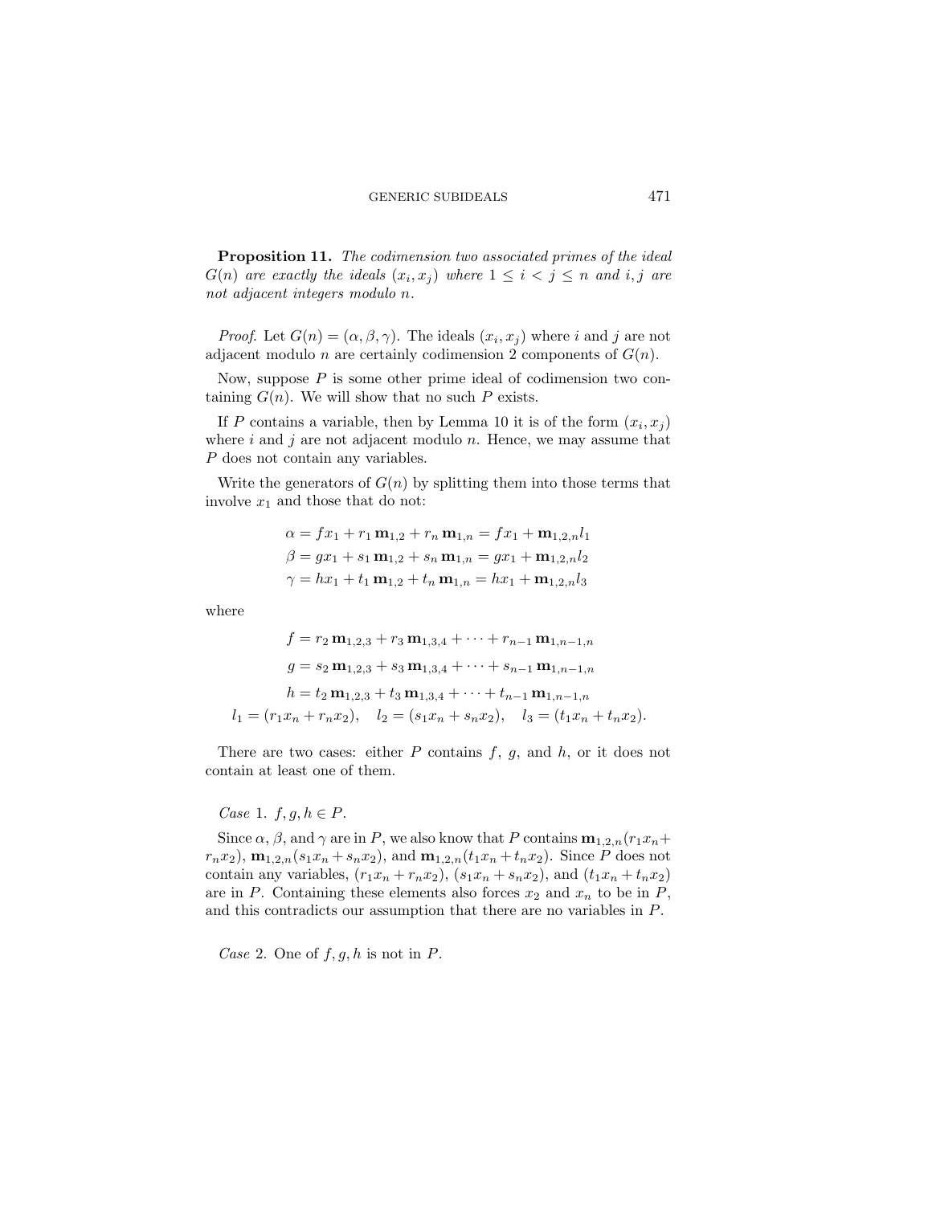**Proposition 11.** *The codimension two associated primes of the ideal $G(n)$ are exactly the ideals $(x_i, x_j)$ where $1 \leq i < j \leq n$ and $i, j$ are not adjacent integers modulo $n$.*

*Proof.* Let $G(n) = (\alpha, \beta, \gamma)$. The ideals $(x_i, x_j)$ where $i$ and $j$ are not adjacent modulo $n$ are certainly codimension 2 components of $G(n)$.

Now, suppose $P$ is some other prime ideal of codimension two containing $G(n)$. We will show that no such $P$ exists.

If $P$ contains a variable, then by Lemma 10 it is of the form $(x_i, x_j)$ where $i$ and $j$ are not adjacent modulo $n$. Hence, we may assume that $P$ does not contain any variables.

Write the generators of $G(n)$ by splitting them into those terms that involve $x_1$ and those that do not:

$$\alpha = f x_1 + r_1 \,\mathbf{m}_{1,2} + r_n \,\mathbf{m}_{1,n} = f x_1 + \mathbf{m}_{1,2,n} l_1$$
$$\beta = g x_1 + s_1 \,\mathbf{m}_{1,2} + s_n \,\mathbf{m}_{1,n} = g x_1 + \mathbf{m}_{1,2,n} l_2$$
$$\gamma = h x_1 + t_1 \,\mathbf{m}_{1,2} + t_n \,\mathbf{m}_{1,n} = h x_1 + \mathbf{m}_{1,2,n} l_3$$

where

$$f = r_2 \,\mathbf{m}_{1,2,3} + r_3 \,\mathbf{m}_{1,3,4} + \cdots + r_{n-1} \,\mathbf{m}_{1,n-1,n}$$
$$g = s_2 \,\mathbf{m}_{1,2,3} + s_3 \,\mathbf{m}_{1,3,4} + \cdots + s_{n-1} \,\mathbf{m}_{1,n-1,n}$$
$$h = t_2 \,\mathbf{m}_{1,2,3} + t_3 \,\mathbf{m}_{1,3,4} + \cdots + t_{n-1} \,\mathbf{m}_{1,n-1,n}$$
$$l_1 = (r_1 x_n + r_n x_2), \quad l_2 = (s_1 x_n + s_n x_2), \quad l_3 = (t_1 x_n + t_n x_2).$$

There are two cases: either $P$ contains $f$, $g$, and $h$, or it does not contain at least one of them.

*Case* 1. $f, g, h \in P$.

Since $\alpha$, $\beta$, and $\gamma$ are in $P$, we also know that $P$ contains $\mathbf{m}_{1,2,n}(r_1 x_n + r_n x_2)$, $\mathbf{m}_{1,2,n}(s_1 x_n + s_n x_2)$, and $\mathbf{m}_{1,2,n}(t_1 x_n + t_n x_2)$. Since $P$ does not contain any variables, $(r_1 x_n + r_n x_2)$, $(s_1 x_n + s_n x_2)$, and $(t_1 x_n + t_n x_2)$ are in $P$. Containing these elements also forces $x_2$ and $x_n$ to be in $P$, and this contradicts our assumption that there are no variables in $P$.

*Case* 2. One of $f, g, h$ is not in $P$.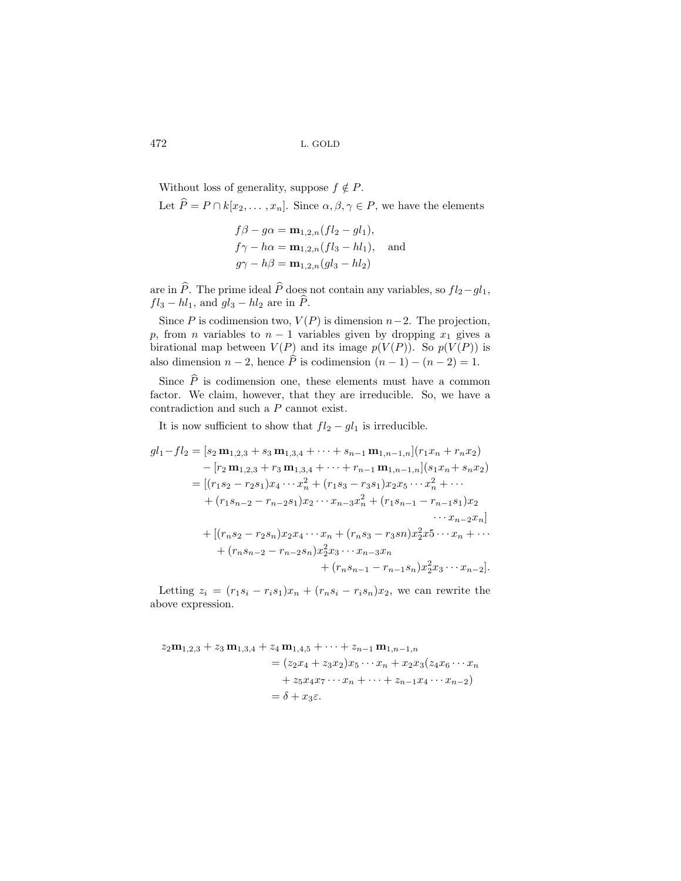Without loss of generality, suppose $f \notin P$.

Let $\widehat{P} = P \cap k[x_2, \dots, x_n]$. Since $\alpha, \beta, \gamma \in P$, we have the elements

$$
\begin{aligned}
f\beta - g\alpha &= \mathbf{m}_{1,2,n}(fl_2 - gl_1),\\
f\gamma - h\alpha &= \mathbf{m}_{1,2,n}(fl_3 - hl_1), \quad \text{and}\\
g\gamma - h\beta &= \mathbf{m}_{1,2,n}(gl_3 - hl_2)
\end{aligned}
$$

are in $\widehat{P}$. The prime ideal $\widehat{P}$ does not contain any variables, so $fl_2 - gl_1$, $fl_3 - hl_1$, and $gl_3 - hl_2$ are in $\widehat{P}$.

Since $P$ is codimension two, $V(P)$ is dimension $n-2$. The projection, $p$, from $n$ variables to $n-1$ variables given by dropping $x_1$ gives a birational map between $V(P)$ and its image $p(V(P))$. So $p(V(P))$ is also dimension $n-2$, hence $\widehat{P}$ is codimension $(n-1)-(n-2) = 1$.

Since $\widehat{P}$ is codimension one, these elements must have a common factor. We claim, however, that they are irreducible. So, we have a contradiction and such a $P$ cannot exist.

It is now sufficient to show that $fl_2 - gl_1$ is irreducible.

$$
\begin{aligned}
gl_1 - fl_2 &= [s_2\,\mathbf{m}_{1,2,3} + s_3\,\mathbf{m}_{1,3,4} + \cdots + s_{n-1}\,\mathbf{m}_{1,n-1,n}](r_1x_n + r_nx_2)\\
&\quad - [r_2\,\mathbf{m}_{1,2,3} + r_3\,\mathbf{m}_{1,3,4} + \cdots + r_{n-1}\,\mathbf{m}_{1,n-1,n}](s_1x_n + s_nx_2)\\
&= [(r_1s_2 - r_2s_1)x_4\cdots x_n^2 + (r_1s_3 - r_3s_1)x_2x_5\cdots x_n^2 + \cdots\\
&\quad + (r_1s_{n-2} - r_{n-2}s_1)x_2\cdots x_{n-3}x_n^2 + (r_1s_{n-1} - r_{n-1}s_1)x_2\\
&\qquad\qquad \cdots x_{n-2}x_n]\\
&\quad + [(r_ns_2 - r_2s_n)x_2x_4\cdots x_n + (r_ns_3 - r_3sn)x_2^2x5\cdots x_n + \cdots\\
&\quad + (r_ns_{n-2} - r_{n-2}s_n)x_2^2x_3\cdots x_{n-3}x_n\\
&\qquad\qquad + (r_ns_{n-1} - r_{n-1}s_n)x_2^2x_3\cdots x_{n-2}].
\end{aligned}
$$

Letting $z_i = (r_1s_i - r_is_1)x_n + (r_ns_i - r_is_n)x_2$, we can rewrite the above expression.

$$
\begin{aligned}
z_2\mathbf{m}_{1,2,3} + z_3\,\mathbf{m}_{1,3,4} + z_4\,\mathbf{m}_{1,4,5} + \cdots + z_{n-1}\,\mathbf{m}_{1,n-1,n}
&= (z_2x_4 + z_3x_2)x_5\cdots x_n + x_2x_3(z_4x_6\cdots x_n\\
&\quad + z_5x_4x_7\cdots x_n + \cdots + z_{n-1}x_4\cdots x_{n-2})\\
&= \delta + x_3\varepsilon.
\end{aligned}
$$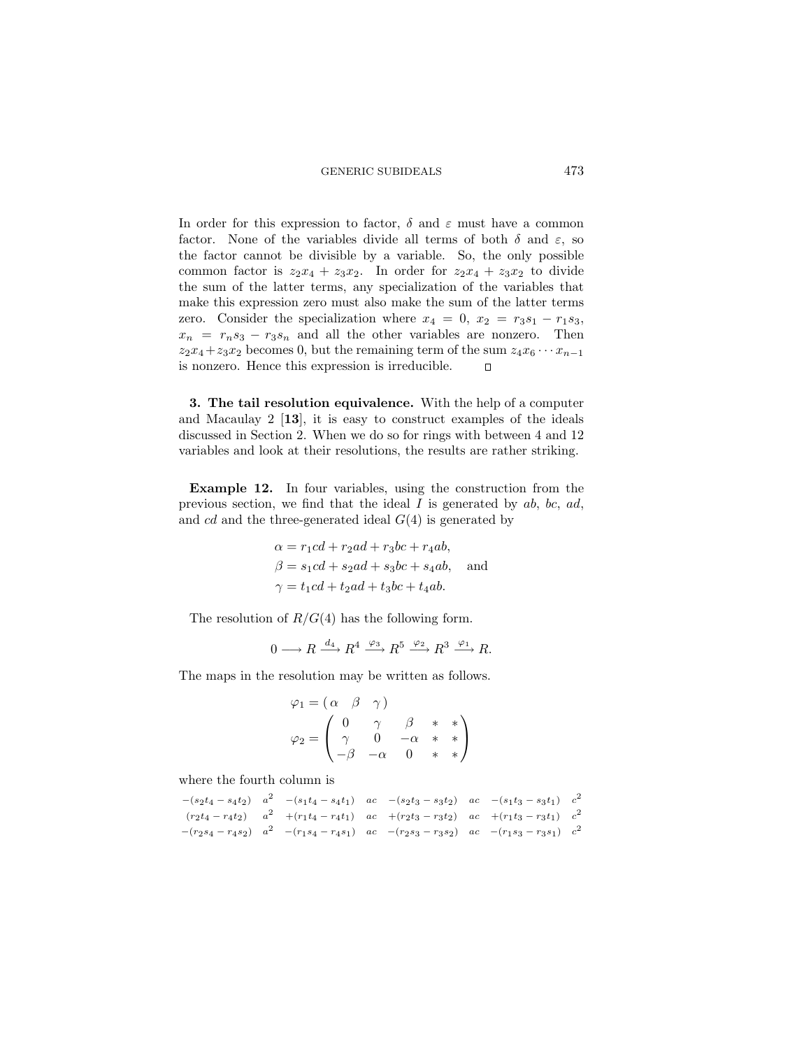In order for this expression to factor, $\delta$ and $\varepsilon$ must have a common factor. None of the variables divide all terms of both $\delta$ and $\varepsilon$, so the factor cannot be divisible by a variable. So, the only possible common factor is $z_2x_4 + z_3x_2$. In order for $z_2x_4 + z_3x_2$ to divide the sum of the latter terms, any specialization of the variables that make this expression zero must also make the sum of the latter terms zero. Consider the specialization where $x_4 = 0$, $x_2 = r_3s_1 - r_1s_3$, $x_n = r_ns_3 - r_3s_n$ and all the other variables are nonzero. Then $z_2x_4 + z_3x_2$ becomes 0, but the remaining term of the sum $z_4x_6 \cdots x_{n-1}$ is nonzero. Hence this expression is irreducible. $\square$

**3. The tail resolution equivalence.** With the help of a computer and Macaulay 2 [**13**], it is easy to construct examples of the ideals discussed in Section 2. When we do so for rings with between 4 and 12 variables and look at their resolutions, the results are rather striking.

**Example 12.** In four variables, using the construction from the previous section, we find that the ideal $I$ is generated by $ab$, $bc$, $ad$, and $cd$ and the three-generated ideal $G(4)$ is generated by

$$\alpha = r_1cd + r_2ad + r_3bc + r_4ab,$$
$$\beta = s_1cd + s_2ad + s_3bc + s_4ab, \quad \text{and}$$
$$\gamma = t_1cd + t_2ad + t_3bc + t_4ab.$$

The resolution of $R/G(4)$ has the following form.

$$0 \longrightarrow R \xrightarrow{d_4} R^4 \xrightarrow{\varphi_3} R^5 \xrightarrow{\varphi_2} R^3 \xrightarrow{\varphi_1} R.$$

The maps in the resolution may be written as follows.

$$\varphi_1 = \begin{pmatrix} \alpha & \beta & \gamma \end{pmatrix}$$
$$\varphi_2 = \begin{pmatrix} 0 & \gamma & \beta & * & * \\ \gamma & 0 & -\alpha & * & * \\ -\beta & -\alpha & 0 & * & * \end{pmatrix}$$

where the fourth column is

$$\begin{matrix} -(s_2t_4 - s_4t_2) & a^2 & -(s_1t_4 - s_4t_1) & ac & -(s_2t_3 - s_3t_2) & ac & -(s_1t_3 - s_3t_1) & c^2 \\ (r_2t_4 - r_4t_2) & a^2 & +(r_1t_4 - r_4t_1) & ac & +(r_2t_3 - r_3t_2) & ac & +(r_1t_3 - r_3t_1) & c^2 \\ -(r_2s_4 - r_4s_2) & a^2 & -(r_1s_4 - r_4s_1) & ac & -(r_2s_3 - r_3s_2) & ac & -(r_1s_3 - r_3s_1) & c^2 \end{matrix}$$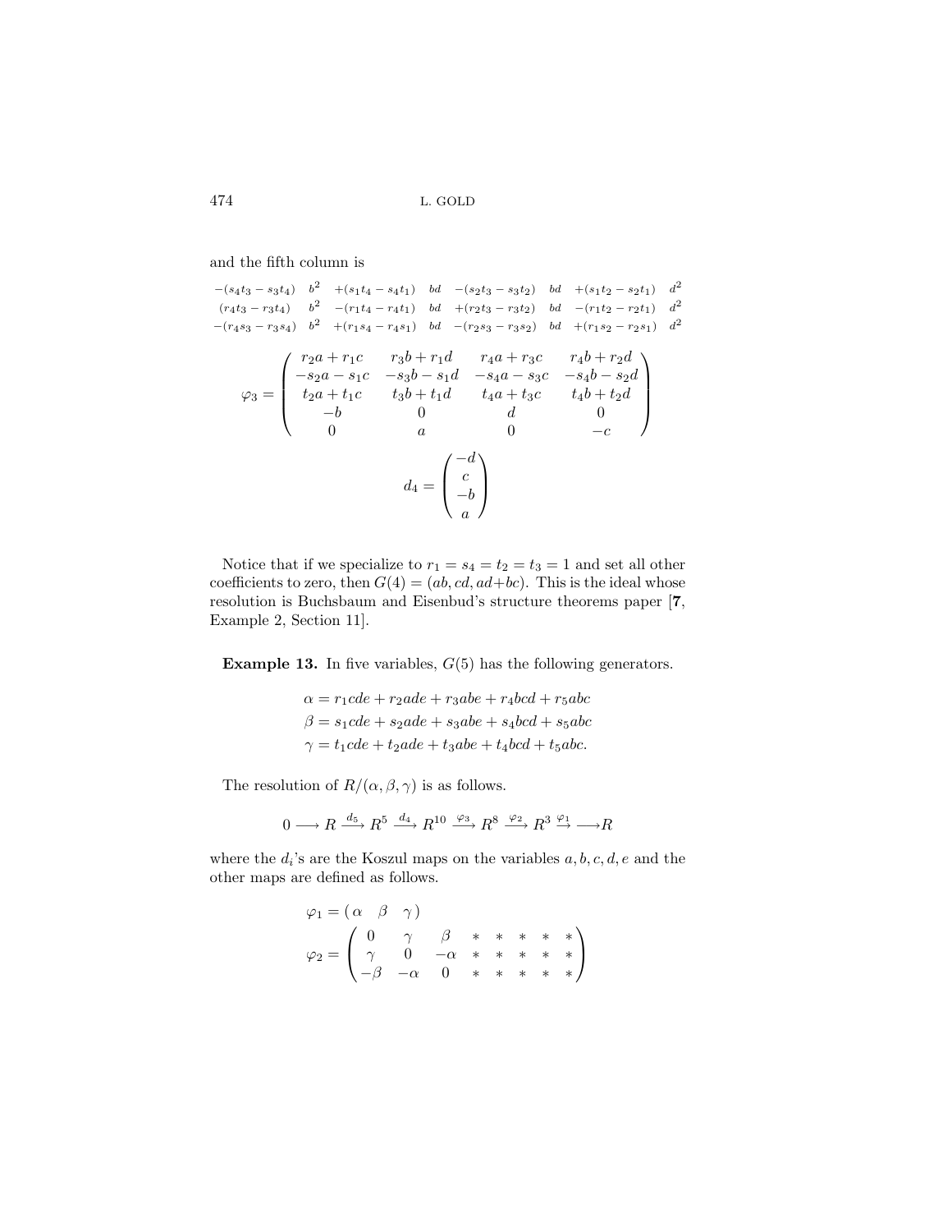and the fifth column is

$$
\begin{array}{cccccccc}
-(s_4t_3 - s_3t_4) & b^2 & +(s_1t_4 - s_4t_1) & bd & -(s_2t_3 - s_3t_2) & bd & +(s_1t_2 - s_2t_1) & d^2 \\
(r_4t_3 - r_3t_4) & b^2 & -(r_1t_4 - r_4t_1) & bd & +(r_2t_3 - r_3t_2) & bd & -(r_1t_2 - r_2t_1) & d^2 \\
-(r_4s_3 - r_3s_4) & b^2 & +(r_1s_4 - r_4s_1) & bd & -(r_2s_3 - r_3s_2) & bd & +(r_1s_2 - r_2s_1) & d^2
\end{array}
$$

$$
\varphi_3 = \begin{pmatrix} r_2a + r_1c & r_3b + r_1d & r_4a + r_3c & r_4b + r_2d \\ -s_2a - s_1c & -s_3b - s_1d & -s_4a - s_3c & -s_4b - s_2d \\ t_2a + t_1c & t_3b + t_1d & t_4a + t_3c & t_4b + t_2d \\ -b & 0 & d & 0 \\ 0 & a & 0 & -c \end{pmatrix}
$$

$$
d_4 = \begin{pmatrix} -d \\ c \\ -b \\ a \end{pmatrix}
$$

Notice that if we specialize to $r_1 = s_4 = t_2 = t_3 = 1$ and set all other coefficients to zero, then $G(4) = (ab, cd, ad+bc)$. This is the ideal whose resolution is Buchsbaum and Eisenbud's structure theorems paper [**7**, Example 2, Section 11].

**Example 13.** In five variables, $G(5)$ has the following generators.

$$
\begin{aligned}
\alpha &= r_1cde + r_2ade + r_3abe + r_4bcd + r_5abc \\
\beta &= s_1cde + s_2ade + s_3abe + s_4bcd + s_5abc \\
\gamma &= t_1cde + t_2ade + t_3abe + t_4bcd + t_5abc.
\end{aligned}
$$

The resolution of $R/(\alpha, \beta, \gamma)$ is as follows.

$$
0 \longrightarrow R \xrightarrow{d_5} R^5 \xrightarrow{d_4} R^{10} \xrightarrow{\varphi_3} R^8 \xrightarrow{\varphi_2} R^3 \xrightarrow{\varphi_1} R
$$

where the $d_i$'s are the Koszul maps on the variables $a, b, c, d, e$ and the other maps are defined as follows.

$$
\varphi_1 = \begin{pmatrix} \alpha & \beta & \gamma \end{pmatrix}
$$

$$
\varphi_2 = \begin{pmatrix} 0 & \gamma & \beta & * & * & * & * & * \\ \gamma & 0 & -\alpha & * & * & * & * & * \\ -\beta & -\alpha & 0 & * & * & * & * & * \end{pmatrix}
$$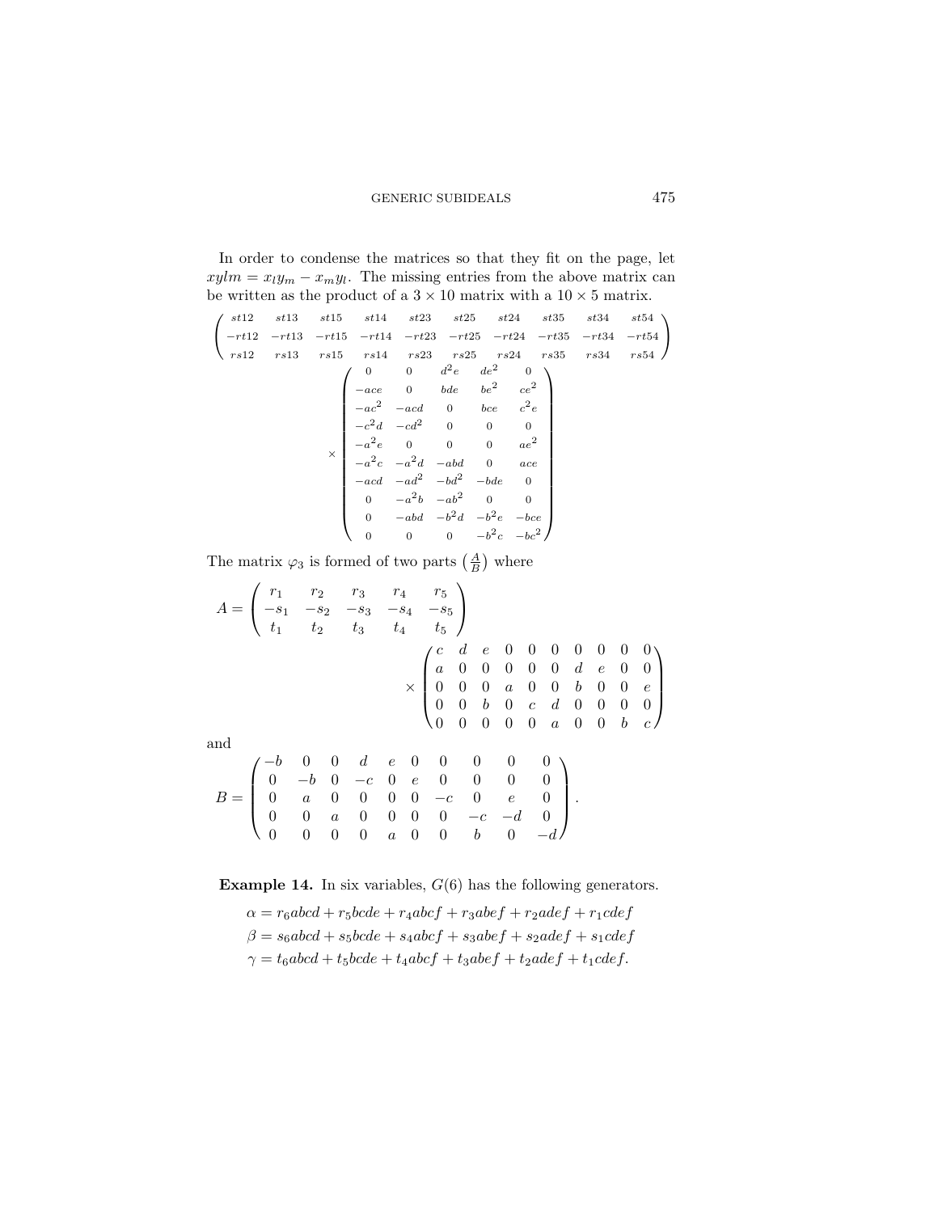In order to condense the matrices so that they fit on the page, let $xylm = x_l y_m - x_m y_l$. The missing entries from the above matrix can be written as the product of a $3 \times 10$ matrix with a $10 \times 5$ matrix.

$$
\begin{pmatrix}
st12 & st13 & st15 & st14 & st23 & st25 & st24 & st35 & st34 & st54 \\
-rt12 & -rt13 & -rt15 & -rt14 & -rt23 & -rt25 & -rt24 & -rt35 & -rt34 & -rt54 \\
rs12 & rs13 & rs15 & rs14 & rs23 & rs25 & rs24 & rs35 & rs34 & rs54
\end{pmatrix}
$$

$$
\times \begin{pmatrix}
0 & 0 & d^2e & de^2 & 0 \\
-ace & 0 & bde & be^2 & ce^2 \\
-ac^2 & -acd & 0 & bce & c^2e \\
-c^2d & -cd^2 & 0 & 0 & 0 \\
-a^2e & 0 & 0 & 0 & ae^2 \\
-a^2c & -a^2d & -abd & 0 & ace \\
-acd & -ad^2 & -bd^2 & -bde & 0 \\
0 & -a^2b & -ab^2 & 0 & 0 \\
0 & -abd & -b^2d & -b^2e & -bce \\
0 & 0 & 0 & -b^2c & -bc^2
\end{pmatrix}
$$

The matrix $\varphi_3$ is formed of two parts $\left(\frac{A}{B}\right)$ where

$$
A = \begin{pmatrix}
r_1 & r_2 & r_3 & r_4 & r_5 \\
-s_1 & -s_2 & -s_3 & -s_4 & -s_5 \\
t_1 & t_2 & t_3 & t_4 & t_5
\end{pmatrix}
$$

$$
\times \begin{pmatrix}
c & d & e & 0 & 0 & 0 & 0 & 0 & 0 & 0 \\
a & 0 & 0 & 0 & 0 & 0 & d & e & 0 & 0 \\
0 & 0 & 0 & a & 0 & 0 & b & 0 & 0 & e \\
0 & 0 & b & 0 & c & d & 0 & 0 & 0 & 0 \\
0 & 0 & 0 & 0 & 0 & a & 0 & 0 & b & c
\end{pmatrix}
$$

and

$$
B = \begin{pmatrix}
-b & 0 & 0 & d & e & 0 & 0 & 0 & 0 & 0 \\
0 & -b & 0 & -c & 0 & e & 0 & 0 & 0 & 0 \\
0 & a & 0 & 0 & 0 & 0 & -c & 0 & e & 0 \\
0 & 0 & a & 0 & 0 & 0 & 0 & -c & -d & 0 \\
0 & 0 & 0 & 0 & a & 0 & 0 & b & 0 & -d
\end{pmatrix}.
$$

**Example 14.** In six variables, $G(6)$ has the following generators.

$$\alpha = r_6abcd + r_5bcde + r_4abcf + r_3abef + r_2adef + r_1cdef$$

$$\beta = s_6abcd + s_5bcde + s_4abcf + s_3abef + s_2adef + s_1cdef$$

$$\gamma = t_6abcd + t_5bcde + t_4abcf + t_3abef + t_2adef + t_1cdef.$$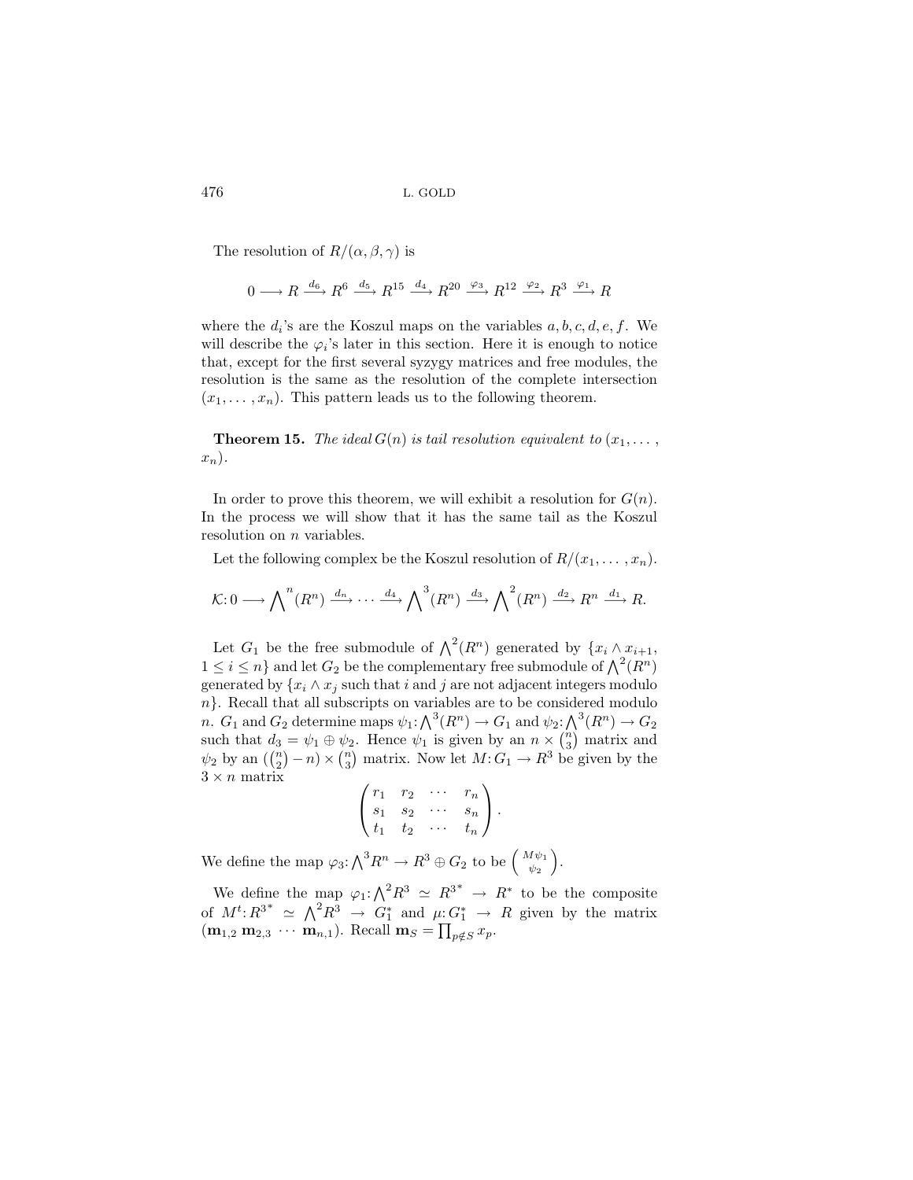The resolution of $R/(\alpha, \beta, \gamma)$ is

$$0 \longrightarrow R \xrightarrow{d_6} R^6 \xrightarrow{d_5} R^{15} \xrightarrow{d_4} R^{20} \xrightarrow{\varphi_3} R^{12} \xrightarrow{\varphi_2} R^3 \xrightarrow{\varphi_1} R$$

where the $d_i$'s are the Koszul maps on the variables $a, b, c, d, e, f$. We will describe the $\varphi_i$'s later in this section. Here it is enough to notice that, except for the first several syzygy matrices and free modules, the resolution is the same as the resolution of the complete intersection $(x_1, \dots, x_n)$. This pattern leads us to the following theorem.

**Theorem 15.** *The ideal $G(n)$ is tail resolution equivalent to $(x_1, \dots, x_n)$.*

In order to prove this theorem, we will exhibit a resolution for $G(n)$. In the process we will show that it has the same tail as the Koszul resolution on $n$ variables.

Let the following complex be the Koszul resolution of $R/(x_1, \dots, x_n)$.

$$\mathcal{K}\colon 0 \longrightarrow \bigwedge^n(R^n) \xrightarrow{d_n} \cdots \xrightarrow{d_4} \bigwedge^3(R^n) \xrightarrow{d_3} \bigwedge^2(R^n) \xrightarrow{d_2} R^n \xrightarrow{d_1} R.$$

Let $G_1$ be the free submodule of $\bigwedge^2(R^n)$ generated by $\{x_i \wedge x_{i+1}, 1 \le i \le n\}$ and let $G_2$ be the complementary free submodule of $\bigwedge^2(R^n)$ generated by $\{x_i \wedge x_j$ such that $i$ and $j$ are not adjacent integers modulo $n\}$. Recall that all subscripts on variables are to be considered modulo $n$. $G_1$ and $G_2$ determine maps $\psi_1\colon \bigwedge^3(R^n) \to G_1$ and $\psi_2\colon \bigwedge^3(R^n) \to G_2$ such that $d_3 = \psi_1 \oplus \psi_2$. Hence $\psi_1$ is given by an $n \times \binom{n}{3}$ matrix and $\psi_2$ by an $(\binom{n}{2} - n) \times \binom{n}{3}$ matrix. Now let $M\colon G_1 \to R^3$ be given by the $3 \times n$ matrix

$$\begin{pmatrix} r_1 & r_2 & \cdots & r_n \\ s_1 & s_2 & \cdots & s_n \\ t_1 & t_2 & \cdots & t_n \end{pmatrix}.$$

We define the map $\varphi_3\colon \bigwedge^3 R^n \to R^3 \oplus G_2$ to be $\begin{pmatrix} M\psi_1 \\ \psi_2 \end{pmatrix}$.

We define the map $\varphi_1\colon \bigwedge^2 R^3 \simeq R^{3^*} \to R^*$ to be the composite of $M^t\colon R^{3^*} \simeq \bigwedge^2 R^3 \to G_1^*$ and $\mu\colon G_1^* \to R$ given by the matrix $(\mathbf{m}_{1,2}\ \mathbf{m}_{2,3}\ \cdots\ \mathbf{m}_{n,1})$. Recall $\mathbf{m}_S = \prod_{p \notin S} x_p$.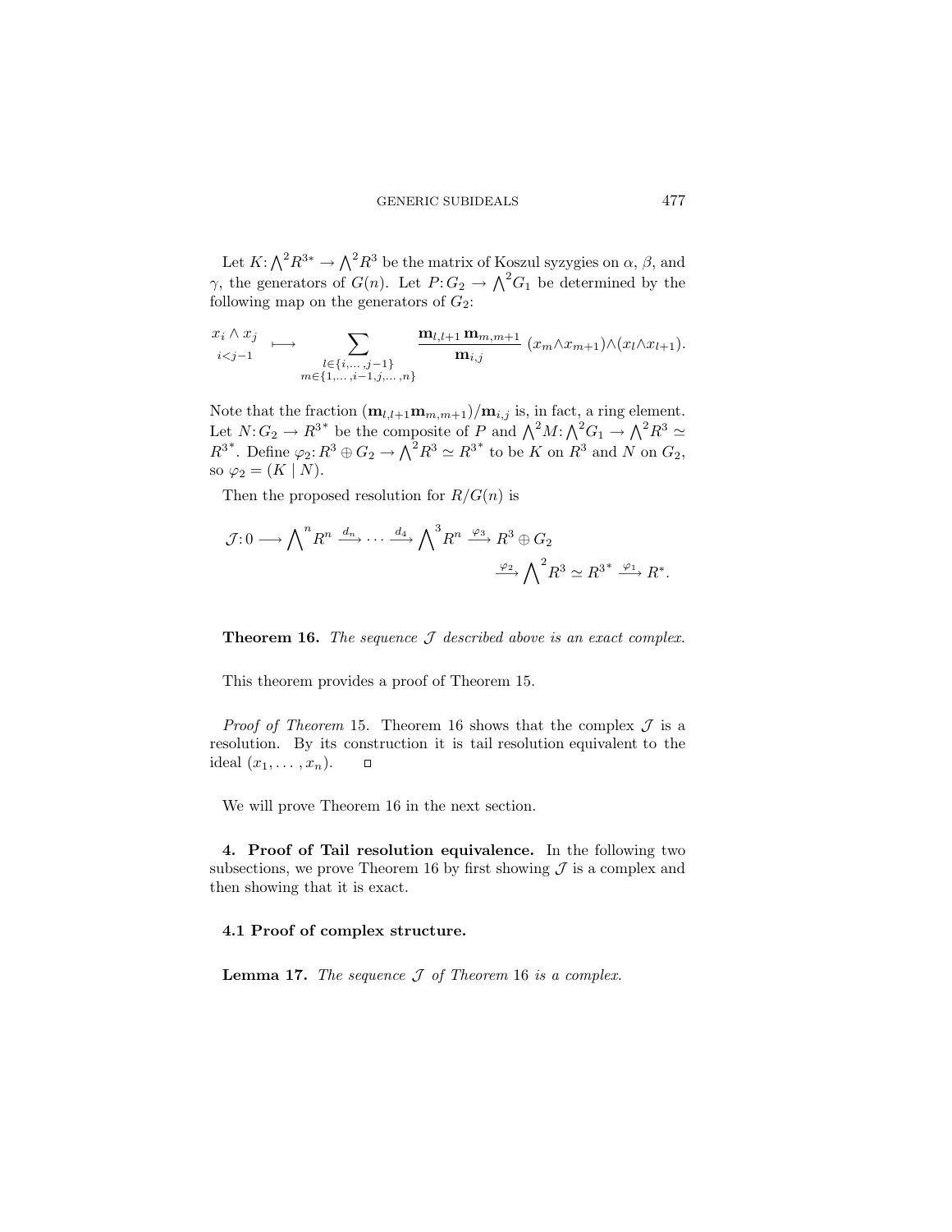Let $K: \bigwedge^2 R^{3*} \to \bigwedge^2 R^3$ be the matrix of Koszul syzygies on $\alpha$, $\beta$, and $\gamma$, the generators of $G(n)$. Let $P: G_2 \to \bigwedge^2 G_1$ be determined by the following map on the generators of $G_2$:

$$\underset{i<j-1}{x_i \wedge x_j} \longmapsto \sum_{\substack{l \in \{i,\dots,j-1\} \\ m \in \{1,\dots,i-1,j,\dots,n\}}} \frac{\mathbf{m}_{l,l+1}\,\mathbf{m}_{m,m+1}}{\mathbf{m}_{i,j}} \,(x_m \wedge x_{m+1}) \wedge (x_l \wedge x_{l+1}).$$

Note that the fraction $(\mathbf{m}_{l,l+1}\mathbf{m}_{m,m+1})/\mathbf{m}_{i,j}$ is, in fact, a ring element. Let $N: G_2 \to R^{3^*}$ be the composite of $P$ and $\bigwedge^2 M: \bigwedge^2 G_1 \to \bigwedge^2 R^3 \simeq R^{3^*}$. Define $\varphi_2: R^3 \oplus G_2 \to \bigwedge^2 R^3 \simeq R^{3^*}$ to be $K$ on $R^3$ and $N$ on $G_2$, so $\varphi_2 = (K \mid N)$.

Then the proposed resolution for $R/G(n)$ is

$$\mathcal{J}: 0 \longrightarrow \bigwedge^n R^n \xrightarrow{d_n} \cdots \xrightarrow{d_4} \bigwedge^3 R^n \xrightarrow{\varphi_3} R^3 \oplus G_2 \xrightarrow{\varphi_2} \bigwedge^2 R^3 \simeq R^{3^*} \xrightarrow{\varphi_1} R^*.$$

**Theorem 16.** *The sequence $\mathcal{J}$ described above is an exact complex.*

This theorem provides a proof of Theorem 15.

*Proof of Theorem* 15. Theorem 16 shows that the complex $\mathcal{J}$ is a resolution. By its construction it is tail resolution equivalent to the ideal $(x_1, \dots, x_n)$. $\square$

We will prove Theorem 16 in the next section.

**4. Proof of Tail resolution equivalence.** In the following two subsections, we prove Theorem 16 by first showing $\mathcal{J}$ is a complex and then showing that it is exact.

**4.1 Proof of complex structure.**

**Lemma 17.** *The sequence $\mathcal{J}$ of Theorem* 16 *is a complex.*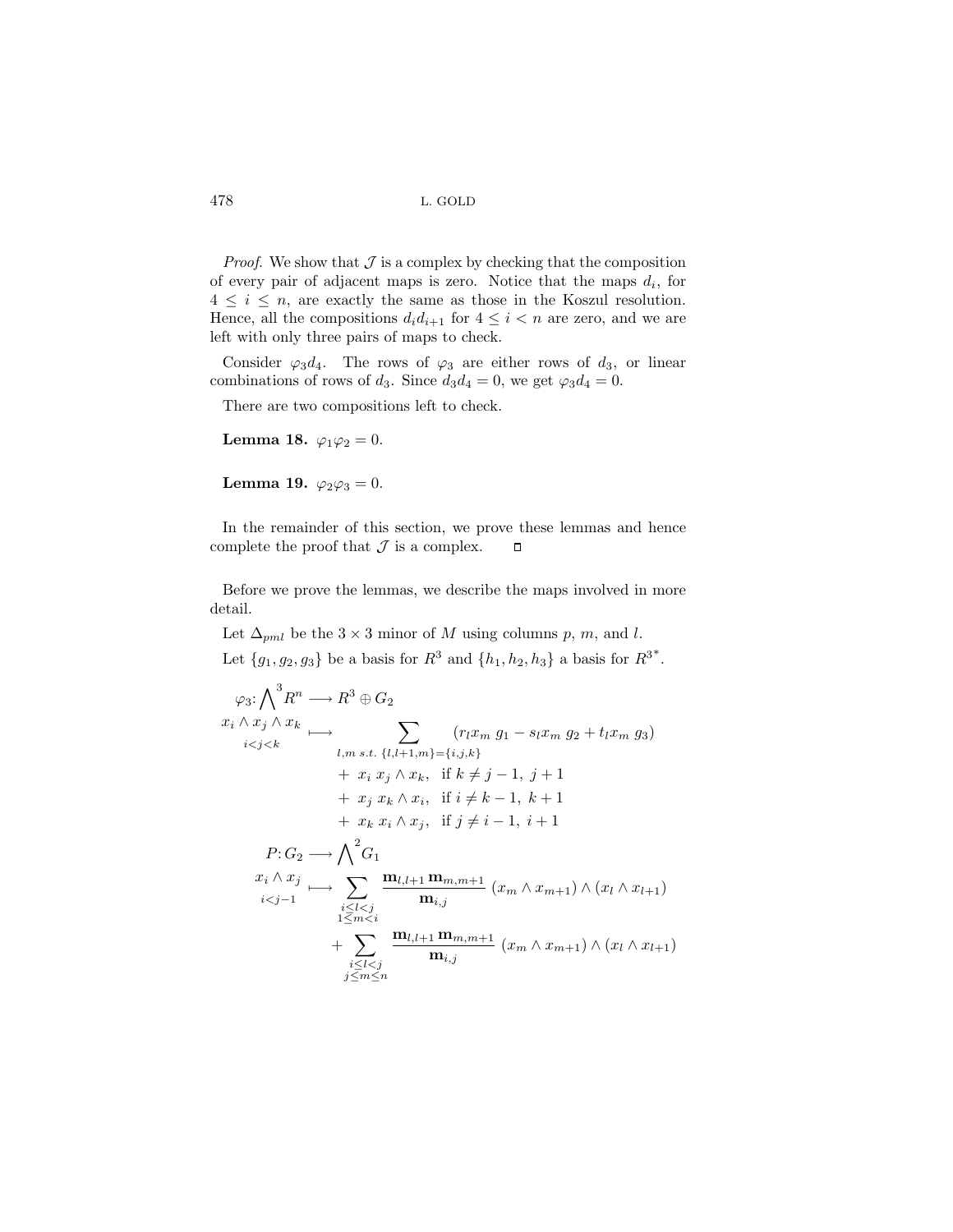*Proof*. We show that $\mathcal{J}$ is a complex by checking that the composition of every pair of adjacent maps is zero. Notice that the maps $d_i$, for $4 \leq i \leq n$, are exactly the same as those in the Koszul resolution. Hence, all the compositions $d_i d_{i+1}$ for $4 \leq i < n$ are zero, and we are left with only three pairs of maps to check.

Consider $\varphi_3 d_4$. The rows of $\varphi_3$ are either rows of $d_3$, or linear combinations of rows of $d_3$. Since $d_3 d_4 = 0$, we get $\varphi_3 d_4 = 0$.

There are two compositions left to check.

**Lemma 18.** $\varphi_1 \varphi_2 = 0$.

**Lemma 19.** $\varphi_2 \varphi_3 = 0$.

In the remainder of this section, we prove these lemmas and hence complete the proof that $\mathcal{J}$ is a complex. □

Before we prove the lemmas, we describe the maps involved in more detail.

Let $\Delta_{pml}$ be the $3 \times 3$ minor of $M$ using columns $p$, $m$, and $l$.

Let $\{g_1, g_2, g_3\}$ be a basis for $R^3$ and $\{h_1, h_2, h_3\}$ a basis for $R^{3^*}$.

$$
\begin{aligned}
\varphi_3 \colon \bigwedge^3 R^n &\longrightarrow R^3 \oplus G_2 \\
\underset{i<j<k}{x_i \wedge x_j \wedge x_k} &\longmapsto \sum_{l,m \text{ s.t. } \{l,l+1,m\}=\{i,j,k\}} (r_l x_m \, g_1 - s_l x_m \, g_2 + t_l x_m \, g_3) \\
&\qquad + \; x_i \; x_j \wedge x_k, \quad \text{if } k \neq j-1, \; j+1 \\
&\qquad + \; x_j \; x_k \wedge x_i, \quad \text{if } i \neq k-1, \; k+1 \\
&\qquad + \; x_k \; x_i \wedge x_j, \quad \text{if } j \neq i-1, \; i+1
\end{aligned}
$$

$$
\begin{aligned}
P \colon G_2 &\longrightarrow \bigwedge^2 G_1 \\
\underset{i<j-1}{x_i \wedge x_j} &\longmapsto \sum_{\substack{i<l<j \\ 1 \leq m < i}} \frac{\mathbf{m}_{l,l+1}\, \mathbf{m}_{m,m+1}}{\mathbf{m}_{i,j}} \, (x_m \wedge x_{m+1}) \wedge (x_l \wedge x_{l+1}) \\
&\qquad + \sum_{\substack{i \leq l < j \\ j \leq m \leq n}} \frac{\mathbf{m}_{l,l+1}\, \mathbf{m}_{m,m+1}}{\mathbf{m}_{i,j}} \, (x_m \wedge x_{m+1}) \wedge (x_l \wedge x_{l+1})
\end{aligned}
$$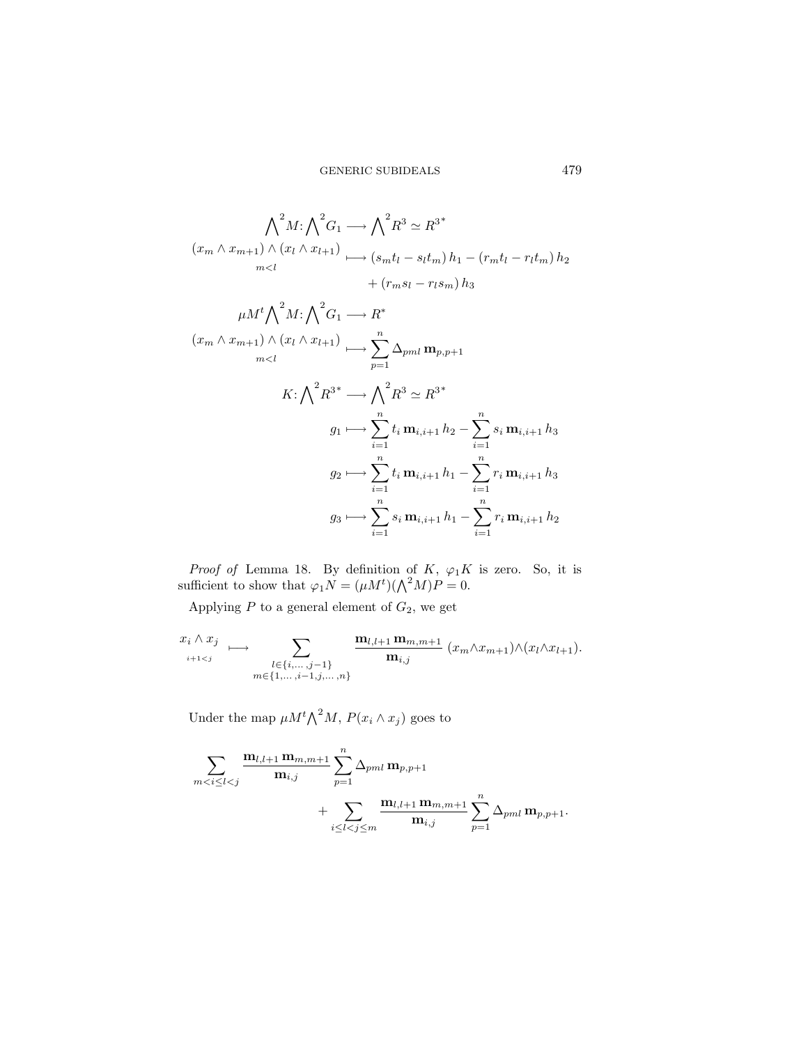$$
\begin{aligned}
\bigwedge^2 M\colon \bigwedge^2 G_1 &\longrightarrow \bigwedge^2 R^3 \simeq R^{3^*} \\
\underset{m<l}{(x_m \wedge x_{m+1}) \wedge (x_l \wedge x_{l+1})} &\longmapsto (s_m t_l - s_l t_m)\, h_1 - (r_m t_l - r_l t_m)\, h_2 \\
&\qquad + (r_m s_l - r_l s_m)\, h_3
\end{aligned}
$$

$$
\begin{aligned}
\mu M^t \bigwedge^2 M\colon \bigwedge^2 G_1 &\longrightarrow R^* \\
\underset{m<l}{(x_m \wedge x_{m+1}) \wedge (x_l \wedge x_{l+1})} &\longmapsto \sum_{p=1}^{n} \Delta_{pml}\, \mathbf{m}_{p,p+1}
\end{aligned}
$$

$$
\begin{aligned}
K\colon \bigwedge^2 R^{3^*} &\longrightarrow \bigwedge^2 R^3 \simeq R^{3^*} \\
g_1 &\longmapsto \sum_{i=1}^{n} t_i\, \mathbf{m}_{i,i+1}\, h_2 - \sum_{i=1}^{n} s_i\, \mathbf{m}_{i,i+1}\, h_3 \\
g_2 &\longmapsto \sum_{i=1}^{n} t_i\, \mathbf{m}_{i,i+1}\, h_1 - \sum_{i=1}^{n} r_i\, \mathbf{m}_{i,i+1}\, h_3 \\
g_3 &\longmapsto \sum_{i=1}^{n} s_i\, \mathbf{m}_{i,i+1}\, h_1 - \sum_{i=1}^{n} r_i\, \mathbf{m}_{i,i+1}\, h_2
\end{aligned}
$$

*Proof of* Lemma 18. By definition of $K$, $\varphi_1 K$ is zero. So, it is sufficient to show that $\varphi_1 N = (\mu M^t)(\bigwedge^2 M)P = 0$.

Applying $P$ to a general element of $G_2$, we get

$$
\underset{i+1<j}{x_i \wedge x_j} \longmapsto \sum_{\substack{l \in \{i,\dots,j-1\} \\ m \in \{1,\dots,i-1,j,\dots,n\}}} \frac{\mathbf{m}_{l,l+1}\, \mathbf{m}_{m,m+1}}{\mathbf{m}_{i,j}}\, (x_m \wedge x_{m+1}) \wedge (x_l \wedge x_{l+1}).
$$

Under the map $\mu M^t \bigwedge^2 M$, $P(x_i \wedge x_j)$ goes to

$$
\sum_{m<i\leq l<j} \frac{\mathbf{m}_{l,l+1}\, \mathbf{m}_{m,m+1}}{\mathbf{m}_{i,j}} \sum_{p=1}^{n} \Delta_{pml}\, \mathbf{m}_{p,p+1} + \sum_{i\leq l<j\leq m} \frac{\mathbf{m}_{l,l+1}\, \mathbf{m}_{m,m+1}}{\mathbf{m}_{i,j}} \sum_{p=1}^{n} \Delta_{pml}\, \mathbf{m}_{p,p+1}.
$$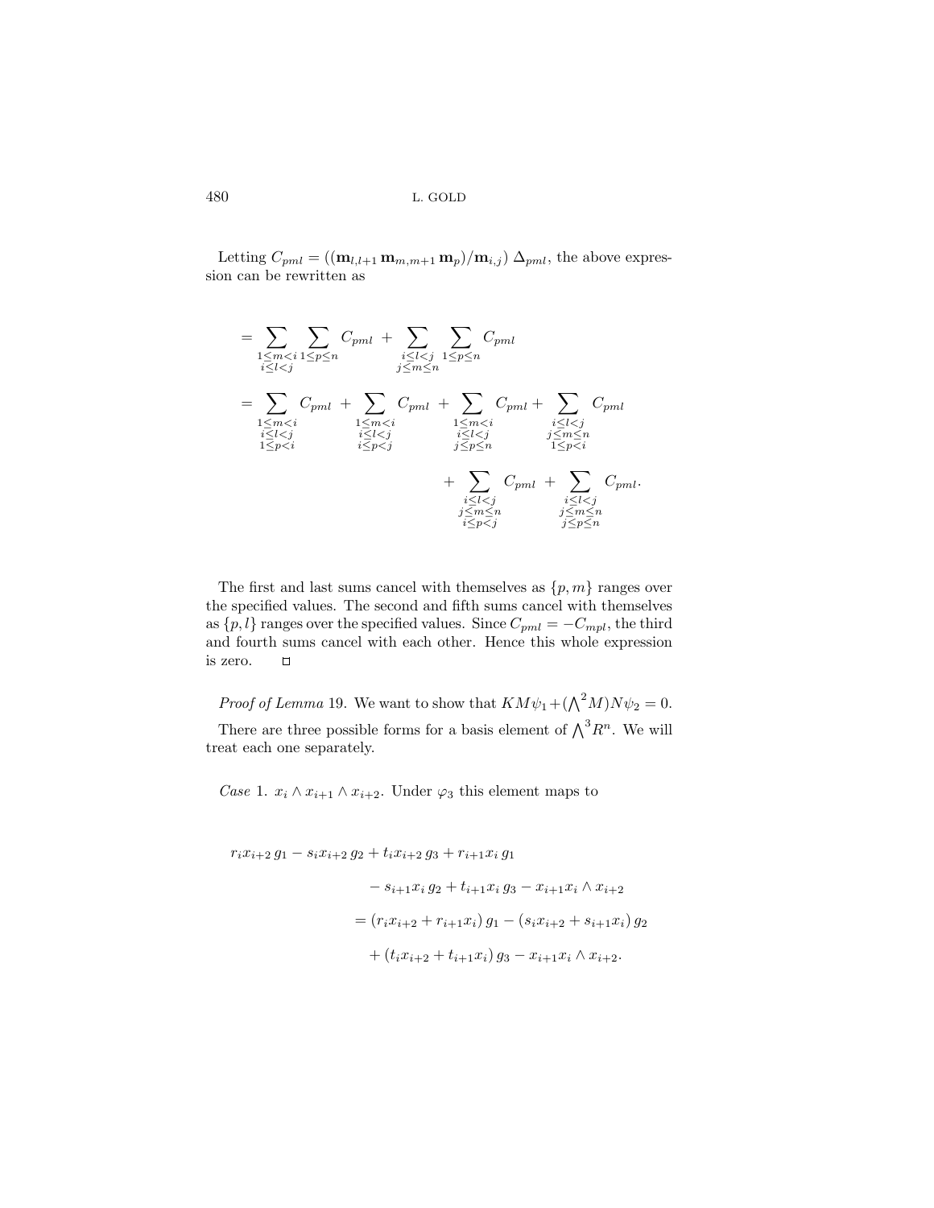Letting $C_{pml} = ((\mathbf{m}_{l,l+1}\,\mathbf{m}_{m,m+1}\,\mathbf{m}_p)/\mathbf{m}_{i,j})\,\Delta_{pml}$, the above expression can be rewritten as

$$
\begin{aligned}
&= \sum_{\substack{1\le m<i\\ i\le l<j}} \sum_{1\le p\le n} C_{pml} \;+\; \sum_{\substack{i\le l<j\\ j\le m\le n}} \sum_{1\le p\le n} C_{pml}\\
&= \sum_{\substack{1\le m<i\\ i\le l<j\\ 1\le p<i}} C_{pml} \;+\; \sum_{\substack{1\le m<i\\ i\le l<j\\ i\le p<j}} C_{pml} \;+\; \sum_{\substack{1\le m<i\\ i\le l<j\\ j\le p\le n}} C_{pml} + \sum_{\substack{i\le l<j\\ j\le m\le n\\ 1\le p<i}} C_{pml}\\
&\qquad\qquad\qquad\qquad\qquad + \sum_{\substack{i\le l<j\\ j\le m\le n\\ i\le p<j}} C_{pml} \;+\; \sum_{\substack{i\le l<j\\ j\le m\le n\\ j\le p\le n}} C_{pml}.
\end{aligned}
$$

The first and last sums cancel with themselves as $\{p, m\}$ ranges over the specified values. The second and fifth sums cancel with themselves as $\{p, l\}$ ranges over the specified values. Since $C_{pml} = -C_{mpl}$, the third and fourth sums cancel with each other. Hence this whole expression is zero. $\square$

*Proof of Lemma* 19. We want to show that $KM\psi_1 + (\bigwedge^2 M)N\psi_2 = 0$. There are three possible forms for a basis element of $\bigwedge^3 R^n$. We will treat each one separately.

*Case* 1. $x_i \wedge x_{i+1} \wedge x_{i+2}$. Under $\varphi_3$ this element maps to

$$
\begin{aligned}
r_i x_{i+2}\, g_1 &- s_i x_{i+2}\, g_2 + t_i x_{i+2}\, g_3 + r_{i+1} x_i\, g_1\\
&\qquad - s_{i+1} x_i\, g_2 + t_{i+1} x_i\, g_3 - x_{i+1} x_i \wedge x_{i+2}\\
&\qquad = (r_i x_{i+2} + r_{i+1} x_i)\, g_1 - (s_i x_{i+2} + s_{i+1} x_i)\, g_2\\
&\qquad\quad + (t_i x_{i+2} + t_{i+1} x_i)\, g_3 - x_{i+1} x_i \wedge x_{i+2}.
\end{aligned}
$$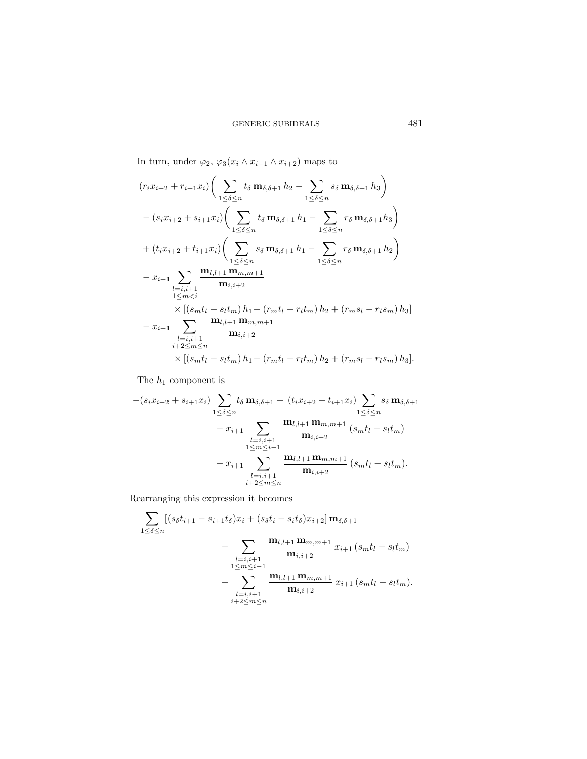In turn, under $\varphi_2$, $\varphi_3(x_i \wedge x_{i+1} \wedge x_{i+2})$ maps to

$$
\begin{aligned}
&(r_i x_{i+2} + r_{i+1} x_i)\bigg( \sum_{1\le \delta \le n} t_\delta \, \mathbf{m}_{\delta,\delta+1}\, h_2 - \sum_{1\le \delta \le n} s_\delta \, \mathbf{m}_{\delta,\delta+1}\, h_3 \bigg) \\
&\quad - (s_i x_{i+2} + s_{i+1} x_i)\bigg( \sum_{1\le \delta \le n} t_\delta \, \mathbf{m}_{\delta,\delta+1}\, h_1 - \sum_{1\le \delta \le n} r_\delta \, \mathbf{m}_{\delta,\delta+1} h_3 \bigg) \\
&\quad + (t_i x_{i+2} + t_{i+1} x_i)\bigg( \sum_{1\le \delta \le n} s_\delta \, \mathbf{m}_{\delta,\delta+1}\, h_1 - \sum_{1\le \delta \le n} r_\delta \, \mathbf{m}_{\delta,\delta+1}\, h_2 \bigg) \\
&\quad - x_{i+1} \sum_{\substack{l=i,i+1 \\ 1\le m<i}} \frac{\mathbf{m}_{l,l+1}\, \mathbf{m}_{m,m+1}}{\mathbf{m}_{i,i+2}} \\
&\qquad\qquad \times [(s_m t_l - s_l t_m)\, h_1 - (r_m t_l - r_l t_m)\, h_2 + (r_m s_l - r_l s_m)\, h_3] \\
&\quad - x_{i+1} \sum_{\substack{l=i,i+1 \\ i+2\le m\le n}} \frac{\mathbf{m}_{l,l+1}\, \mathbf{m}_{m,m+1}}{\mathbf{m}_{i,i+2}} \\
&\qquad\qquad \times [(s_m t_l - s_l t_m)\, h_1 - (r_m t_l - r_l t_m)\, h_2 + (r_m s_l - r_l s_m)\, h_3].
\end{aligned}
$$

The $h_1$ component is

$$
\begin{aligned}
-(s_i x_{i+2} + s_{i+1} x_i) \sum_{1\le \delta \le n} t_\delta \, \mathbf{m}_{\delta,\delta+1} &+ (t_i x_{i+2} + t_{i+1} x_i) \sum_{1\le \delta \le n} s_\delta \, \mathbf{m}_{\delta,\delta+1} \\
&- x_{i+1} \sum_{\substack{l=i,i+1 \\ 1\le m\le i-1}} \frac{\mathbf{m}_{l,l+1}\, \mathbf{m}_{m,m+1}}{\mathbf{m}_{i,i+2}} \, (s_m t_l - s_l t_m) \\
&- x_{i+1} \sum_{\substack{l=i,i+1 \\ i+2\le m\le n}} \frac{\mathbf{m}_{l,l+1}\, \mathbf{m}_{m,m+1}}{\mathbf{m}_{i,i+2}} \, (s_m t_l - s_l t_m).
\end{aligned}
$$

Rearranging this expression it becomes

$$
\begin{aligned}
\sum_{1\le \delta \le n} & [(s_\delta t_{i+1} - s_{i+1} t_\delta) x_i + (s_\delta t_i - s_i t_\delta) x_{i+2}]\, \mathbf{m}_{\delta,\delta+1} \\
&- \sum_{\substack{l=i,i+1 \\ 1\le m\le i-1}} \frac{\mathbf{m}_{l,l+1}\, \mathbf{m}_{m,m+1}}{\mathbf{m}_{i,i+2}} \, x_{i+1}\, (s_m t_l - s_l t_m) \\
&- \sum_{\substack{l=i,i+1 \\ i+2\le m\le n}} \frac{\mathbf{m}_{l,l+1}\, \mathbf{m}_{m,m+1}}{\mathbf{m}_{i,i+2}} \, x_{i+1}\, (s_m t_l - s_l t_m).
\end{aligned}
$$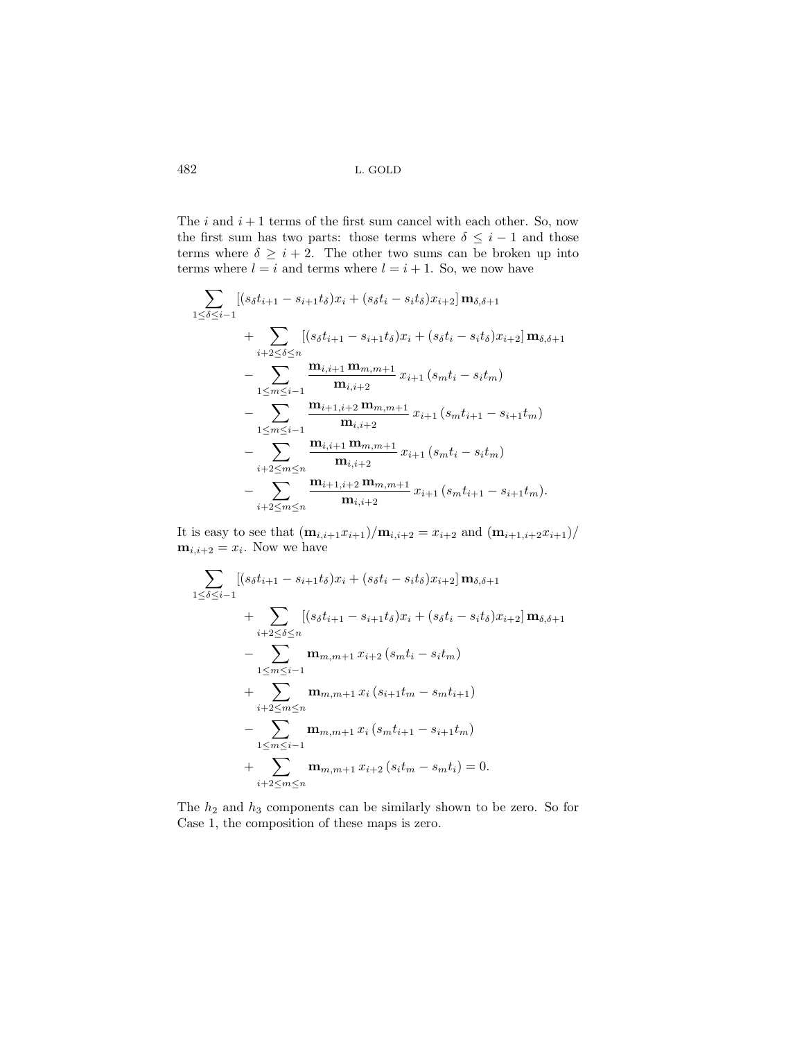The $i$ and $i+1$ terms of the first sum cancel with each other. So, now the first sum has two parts: those terms where $\delta \leq i-1$ and those terms where $\delta \geq i+2$. The other two sums can be broken up into terms where $l = i$ and terms where $l = i+1$. So, we now have

$$
\begin{aligned}
\sum_{1 \leq \delta \leq i-1} & \left[(s_\delta t_{i+1} - s_{i+1} t_\delta) x_i + (s_\delta t_i - s_i t_\delta) x_{i+2}\right] \mathbf{m}_{\delta,\delta+1} \\
& + \sum_{i+2 \leq \delta \leq n} \left[(s_\delta t_{i+1} - s_{i+1} t_\delta) x_i + (s_\delta t_i - s_i t_\delta) x_{i+2}\right] \mathbf{m}_{\delta,\delta+1} \\
& - \sum_{1 \leq m \leq i-1} \frac{\mathbf{m}_{i,i+1}\, \mathbf{m}_{m,m+1}}{\mathbf{m}_{i,i+2}}\, x_{i+1}\, (s_m t_i - s_i t_m) \\
& - \sum_{1 \leq m \leq i-1} \frac{\mathbf{m}_{i+1,i+2}\, \mathbf{m}_{m,m+1}}{\mathbf{m}_{i,i+2}}\, x_{i+1}\, (s_m t_{i+1} - s_{i+1} t_m) \\
& - \sum_{i+2 \leq m \leq n} \frac{\mathbf{m}_{i,i+1}\, \mathbf{m}_{m,m+1}}{\mathbf{m}_{i,i+2}}\, x_{i+1}\, (s_m t_i - s_i t_m) \\
& - \sum_{i+2 \leq m \leq n} \frac{\mathbf{m}_{i+1,i+2}\, \mathbf{m}_{m,m+1}}{\mathbf{m}_{i,i+2}}\, x_{i+1}\, (s_m t_{i+1} - s_{i+1} t_m).
\end{aligned}
$$

It is easy to see that $(\mathbf{m}_{i,i+1} x_{i+1})/\mathbf{m}_{i,i+2} = x_{i+2}$ and $(\mathbf{m}_{i+1,i+2} x_{i+1})/\mathbf{m}_{i,i+2} = x_i$. Now we have

$$
\begin{aligned}
\sum_{1 \leq \delta \leq i-1} & \left[(s_\delta t_{i+1} - s_{i+1} t_\delta) x_i + (s_\delta t_i - s_i t_\delta) x_{i+2}\right] \mathbf{m}_{\delta,\delta+1} \\
& + \sum_{i+2 \leq \delta \leq n} \left[(s_\delta t_{i+1} - s_{i+1} t_\delta) x_i + (s_\delta t_i - s_i t_\delta) x_{i+2}\right] \mathbf{m}_{\delta,\delta+1} \\
& - \sum_{1 \leq m \leq i-1} \mathbf{m}_{m,m+1}\, x_{i+2}\, (s_m t_i - s_i t_m) \\
& + \sum_{i+2 \leq m \leq n} \mathbf{m}_{m,m+1}\, x_i\, (s_{i+1} t_m - s_m t_{i+1}) \\
& - \sum_{1 \leq m \leq i-1} \mathbf{m}_{m,m+1}\, x_i\, (s_m t_{i+1} - s_{i+1} t_m) \\
& + \sum_{i+2 \leq m \leq n} \mathbf{m}_{m,m+1}\, x_{i+2}\, (s_i t_m - s_m t_i) = 0.
\end{aligned}
$$

The $h_2$ and $h_3$ components can be similarly shown to be zero. So for Case 1, the composition of these maps is zero.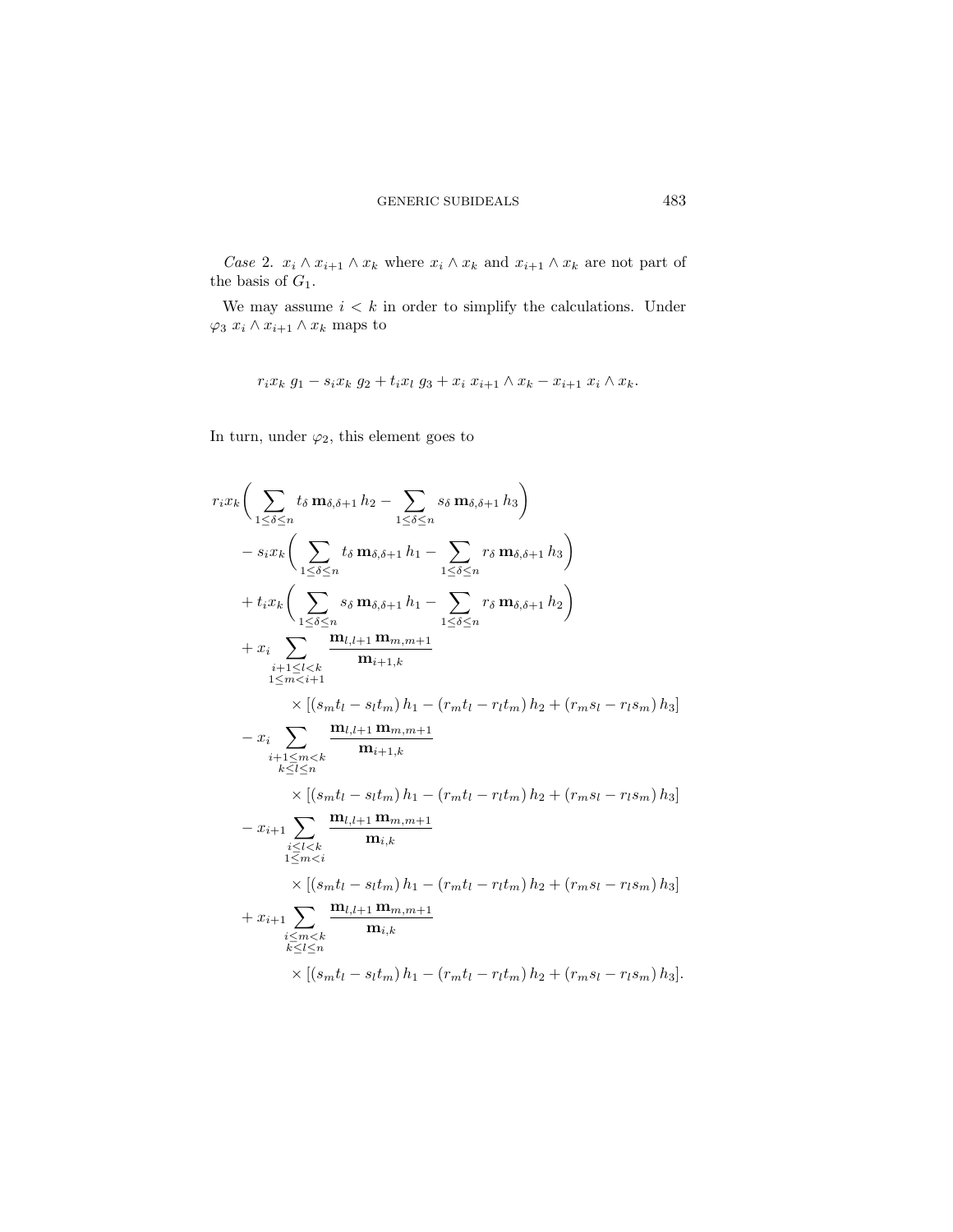*Case* 2. $x_i \wedge x_{i+1} \wedge x_k$ where $x_i \wedge x_k$ and $x_{i+1} \wedge x_k$ are not part of the basis of $G_1$.

We may assume $i < k$ in order to simplify the calculations. Under $\varphi_3$ $x_i \wedge x_{i+1} \wedge x_k$ maps to

$$r_i x_k \; g_1 - s_i x_k \; g_2 + t_i x_l \; g_3 + x_i \; x_{i+1} \wedge x_k - x_{i+1} \; x_i \wedge x_k.$$

In turn, under $\varphi_2$, this element goes to

$$\begin{aligned}
& r_i x_k \bigg( \sum_{1 \leq \delta \leq n} t_\delta \, \mathbf{m}_{\delta,\delta+1} \, h_2 - \sum_{1 \leq \delta \leq n} s_\delta \, \mathbf{m}_{\delta,\delta+1} \, h_3 \bigg) \\
& \quad - s_i x_k \bigg( \sum_{1 \leq \delta \leq n} t_\delta \, \mathbf{m}_{\delta,\delta+1} \, h_1 - \sum_{1 \leq \delta \leq n} r_\delta \, \mathbf{m}_{\delta,\delta+1} \, h_3 \bigg) \\
& \quad + t_i x_k \bigg( \sum_{1 \leq \delta \leq n} s_\delta \, \mathbf{m}_{\delta,\delta+1} \, h_1 - \sum_{1 \leq \delta \leq n} r_\delta \, \mathbf{m}_{\delta,\delta+1} \, h_2 \bigg) \\
& \quad + x_i \sum_{\substack{i+1 \leq l < k \\ 1 \leq m < i+1}} \frac{\mathbf{m}_{l,l+1} \, \mathbf{m}_{m,m+1}}{\mathbf{m}_{i+1,k}} \\
& \qquad \qquad \times \left[ (s_m t_l - s_l t_m) \, h_1 - (r_m t_l - r_l t_m) \, h_2 + (r_m s_l - r_l s_m) \, h_3 \right] \\
& \quad - x_i \sum_{\substack{i+1 \leq m < k \\ k \leq l \leq n}} \frac{\mathbf{m}_{l,l+1} \, \mathbf{m}_{m,m+1}}{\mathbf{m}_{i+1,k}} \\
& \qquad \qquad \times \left[ (s_m t_l - s_l t_m) \, h_1 - (r_m t_l - r_l t_m) \, h_2 + (r_m s_l - r_l s_m) \, h_3 \right] \\
& \quad - x_{i+1} \sum_{\substack{i \leq l < k \\ 1 \leq m < i}} \frac{\mathbf{m}_{l,l+1} \, \mathbf{m}_{m,m+1}}{\mathbf{m}_{i,k}} \\
& \qquad \qquad \times \left[ (s_m t_l - s_l t_m) \, h_1 - (r_m t_l - r_l t_m) \, h_2 + (r_m s_l - r_l s_m) \, h_3 \right] \\
& \quad + x_{i+1} \sum_{\substack{i \leq m < k \\ k \leq l \leq n}} \frac{\mathbf{m}_{l,l+1} \, \mathbf{m}_{m,m+1}}{\mathbf{m}_{i,k}} \\
& \qquad \qquad \times \left[ (s_m t_l - s_l t_m) \, h_1 - (r_m t_l - r_l t_m) \, h_2 + (r_m s_l - r_l s_m) \, h_3 \right].
\end{aligned}$$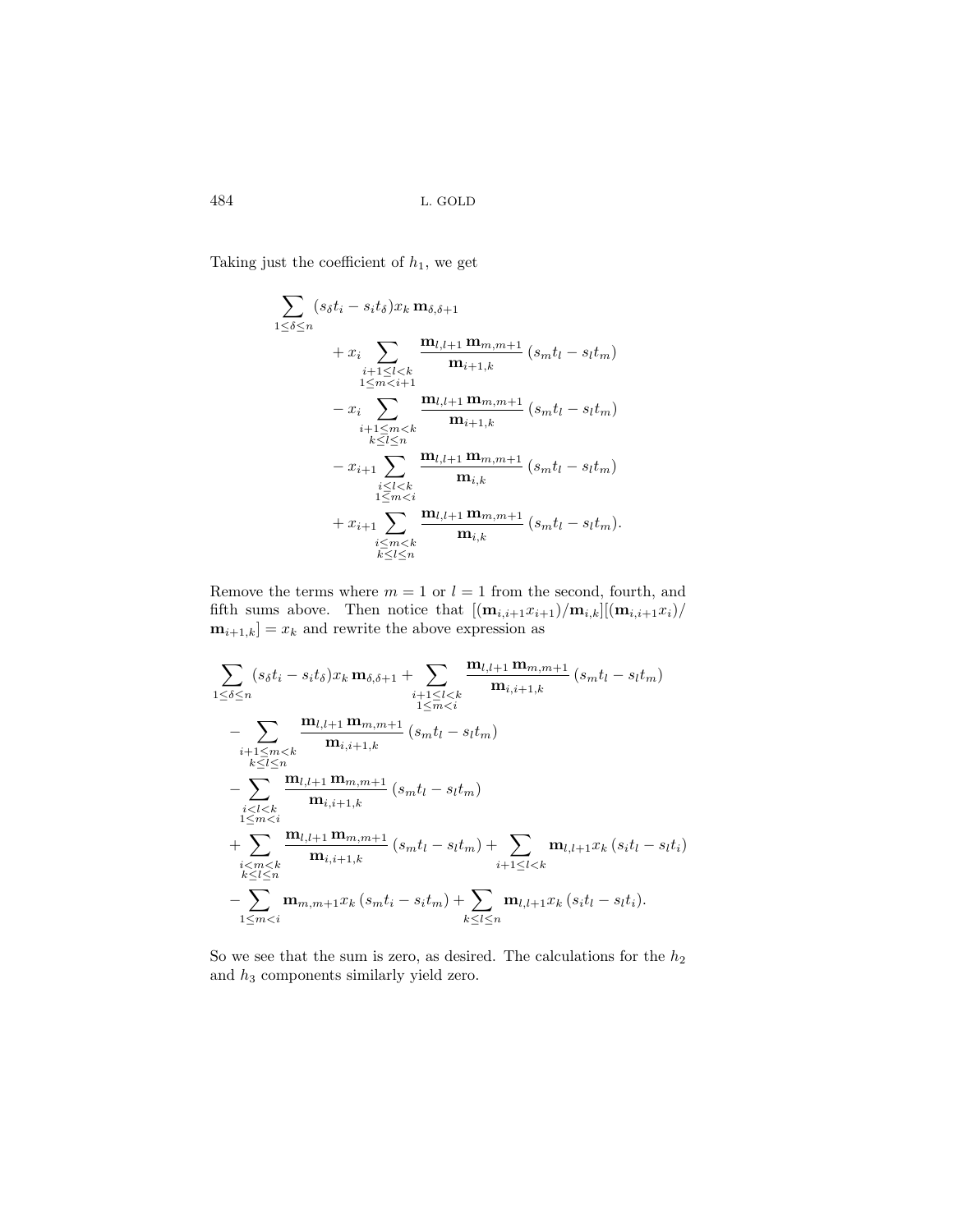Taking just the coefficient of $h_1$, we get

$$
\begin{aligned}
\sum_{1\le\delta\le n} &(s_\delta t_i - s_i t_\delta) x_k \, \mathbf{m}_{\delta,\delta+1} \\
&+ x_i \sum_{\substack{i+1\le l<k\\ 1\le m<i+1}} \frac{\mathbf{m}_{l,l+1}\,\mathbf{m}_{m,m+1}}{\mathbf{m}_{i+1,k}} \, (s_m t_l - s_l t_m) \\
&- x_i \sum_{\substack{i+1\le m<k\\ k\le l\le n}} \frac{\mathbf{m}_{l,l+1}\,\mathbf{m}_{m,m+1}}{\mathbf{m}_{i+1,k}} \, (s_m t_l - s_l t_m) \\
&- x_{i+1} \sum_{\substack{i\le l<k\\ 1\le m<i}} \frac{\mathbf{m}_{l,l+1}\,\mathbf{m}_{m,m+1}}{\mathbf{m}_{i,k}} \, (s_m t_l - s_l t_m) \\
&+ x_{i+1} \sum_{\substack{i\le m<k\\ k\le l\le n}} \frac{\mathbf{m}_{l,l+1}\,\mathbf{m}_{m,m+1}}{\mathbf{m}_{i,k}} \, (s_m t_l - s_l t_m).
\end{aligned}
$$

Remove the terms where $m=1$ or $l=1$ from the second, fourth, and fifth sums above. Then notice that $[(\mathbf{m}_{i,i+1} x_{i+1})/\mathbf{m}_{i,k}][(\mathbf{m}_{i,i+1} x_i)/\mathbf{m}_{i+1,k}] = x_k$ and rewrite the above expression as

$$
\begin{aligned}
\sum_{1\le\delta\le n} &(s_\delta t_i - s_i t_\delta) x_k \, \mathbf{m}_{\delta,\delta+1} + \sum_{\substack{i+1\le l<k\\ 1\le m<i}} \frac{\mathbf{m}_{l,l+1}\,\mathbf{m}_{m,m+1}}{\mathbf{m}_{i,i+1,k}} \, (s_m t_l - s_l t_m) \\
&- \sum_{\substack{i+1\le m<k\\ k\le l\le n}} \frac{\mathbf{m}_{l,l+1}\,\mathbf{m}_{m,m+1}}{\mathbf{m}_{i,i+1,k}} \, (s_m t_l - s_l t_m) \\
&- \sum_{\substack{i<l<k\\ 1\le m<i}} \frac{\mathbf{m}_{l,l+1}\,\mathbf{m}_{m,m+1}}{\mathbf{m}_{i,i+1,k}} \, (s_m t_l - s_l t_m) \\
&+ \sum_{\substack{i<m<k\\ k\le l\le n}} \frac{\mathbf{m}_{l,l+1}\,\mathbf{m}_{m,m+1}}{\mathbf{m}_{i,i+1,k}} \, (s_m t_l - s_l t_m) + \sum_{i+1\le l<k} \mathbf{m}_{l,l+1} x_k \, (s_i t_l - s_l t_i) \\
&- \sum_{1\le m<i} \mathbf{m}_{m,m+1} x_k \, (s_m t_i - s_i t_m) + \sum_{k\le l\le n} \mathbf{m}_{l,l+1} x_k \, (s_i t_l - s_l t_i).
\end{aligned}
$$

So we see that the sum is zero, as desired. The calculations for the $h_2$ and $h_3$ components similarly yield zero.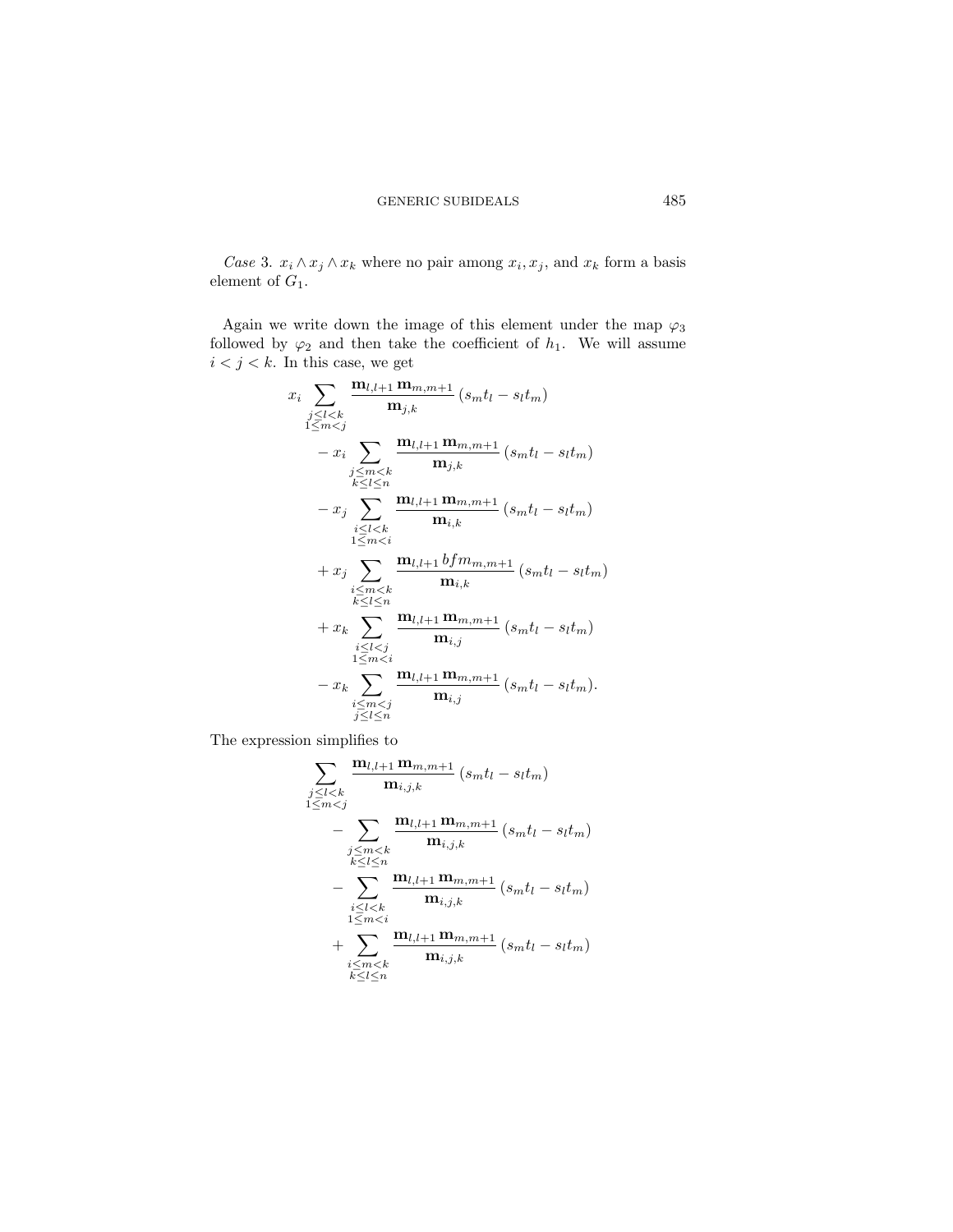*Case* 3. $x_i \wedge x_j \wedge x_k$ where no pair among $x_i$, $x_j$, and $x_k$ form a basis element of $G_1$.

Again we write down the image of this element under the map $\varphi_3$ followed by $\varphi_2$ and then take the coefficient of $h_1$. We will assume $i < j < k$. In this case, we get

$$
\begin{aligned}
x_i & \sum_{\substack{j \le l < k \\ 1 \le m < j}} \frac{\mathbf{m}_{l,l+1}\, \mathbf{m}_{m,m+1}}{\mathbf{m}_{j,k}} \left(s_m t_l - s_l t_m\right) \\
& - x_i \sum_{\substack{j \le m < k \\ k \le l \le n}} \frac{\mathbf{m}_{l,l+1}\, \mathbf{m}_{m,m+1}}{\mathbf{m}_{j,k}} \left(s_m t_l - s_l t_m\right) \\
& - x_j \sum_{\substack{i \le l < k \\ 1 \le m < i}} \frac{\mathbf{m}_{l,l+1}\, \mathbf{m}_{m,m+1}}{\mathbf{m}_{i,k}} \left(s_m t_l - s_l t_m\right) \\
& + x_j \sum_{\substack{i \le m < k \\ k \le l \le n}} \frac{\mathbf{m}_{l,l+1}\, bfm_{m,m+1}}{\mathbf{m}_{i,k}} \left(s_m t_l - s_l t_m\right) \\
& + x_k \sum_{\substack{i \le l < j \\ 1 \le m < i}} \frac{\mathbf{m}_{l,l+1}\, \mathbf{m}_{m,m+1}}{\mathbf{m}_{i,j}} \left(s_m t_l - s_l t_m\right) \\
& - x_k \sum_{\substack{i \le m < j \\ j \le l \le n}} \frac{\mathbf{m}_{l,l+1}\, \mathbf{m}_{m,m+1}}{\mathbf{m}_{i,j}} \left(s_m t_l - s_l t_m\right).
\end{aligned}
$$

The expression simplifies to

$$
\begin{aligned}
& \sum_{\substack{j \le l < k \\ 1 \le m < j}} \frac{\mathbf{m}_{l,l+1}\, \mathbf{m}_{m,m+1}}{\mathbf{m}_{i,j,k}} \left(s_m t_l - s_l t_m\right) \\
& - \sum_{\substack{j \le m < k \\ k \le l \le n}} \frac{\mathbf{m}_{l,l+1}\, \mathbf{m}_{m,m+1}}{\mathbf{m}_{i,j,k}} \left(s_m t_l - s_l t_m\right) \\
& - \sum_{\substack{i \le l < k \\ 1 \le m < i}} \frac{\mathbf{m}_{l,l+1}\, \mathbf{m}_{m,m+1}}{\mathbf{m}_{i,j,k}} \left(s_m t_l - s_l t_m\right) \\
& + \sum_{\substack{i \le m < k \\ k \le l \le n}} \frac{\mathbf{m}_{l,l+1}\, \mathbf{m}_{m,m+1}}{\mathbf{m}_{i,j,k}} \left(s_m t_l - s_l t_m\right)
\end{aligned}
$$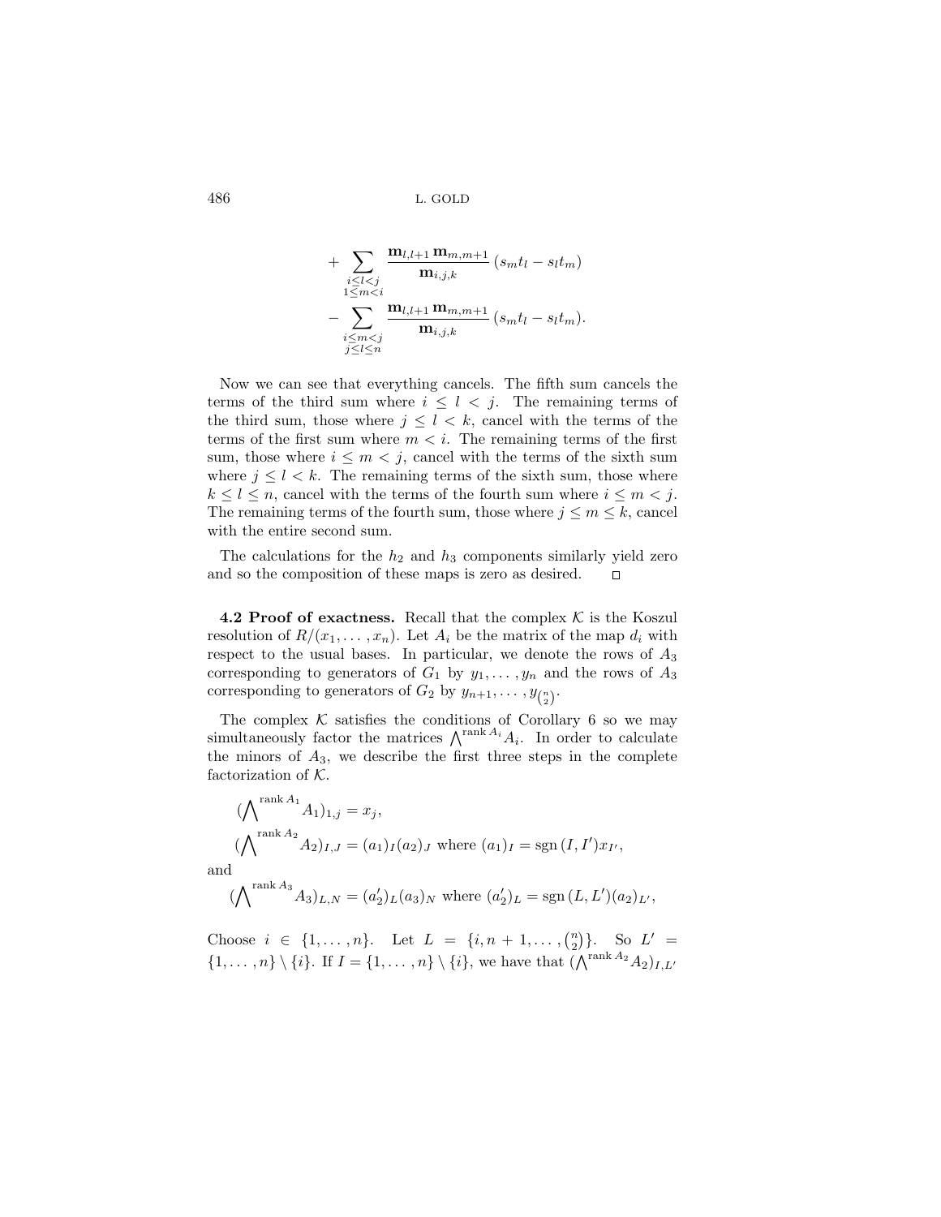$$+ \sum_{\substack{i \le l < j \\ 1 \le m < i}} \frac{\mathbf{m}_{l,l+1}\,\mathbf{m}_{m,m+1}}{\mathbf{m}_{i,j,k}}\,(s_m t_l - s_l t_m)$$

$$- \sum_{\substack{i \le m < j \\ j \le l \le n}} \frac{\mathbf{m}_{l,l+1}\,\mathbf{m}_{m,m+1}}{\mathbf{m}_{i,j,k}}\,(s_m t_l - s_l t_m).$$

Now we can see that everything cancels. The fifth sum cancels the terms of the third sum where $i \le l < j$. The remaining terms of the third sum, those where $j \le l < k$, cancel with the terms of the terms of the first sum where $m < i$. The remaining terms of the first sum, those where $i \le m < j$, cancel with the terms of the sixth sum where $j \le l < k$. The remaining terms of the sixth sum, those where $k \le l \le n$, cancel with the terms of the fourth sum where $i \le m < j$. The remaining terms of the fourth sum, those where $j \le m \le k$, cancel with the entire second sum.

The calculations for the $h_2$ and $h_3$ components similarly yield zero and so the composition of these maps is zero as desired. $\square$

**4.2 Proof of exactness.** Recall that the complex $\mathcal{K}$ is the Koszul resolution of $R/(x_1, \ldots, x_n)$. Let $A_i$ be the matrix of the map $d_i$ with respect to the usual bases. In particular, we denote the rows of $A_3$ corresponding to generators of $G_1$ by $y_1, \ldots, y_n$ and the rows of $A_3$ corresponding to generators of $G_2$ by $y_{n+1}, \ldots, y_{\binom{n}{2}}$.

The complex $\mathcal{K}$ satisfies the conditions of Corollary 6 so we may simultaneously factor the matrices $\bigwedge^{\operatorname{rank} A_i} A_i$. In order to calculate the minors of $A_3$, we describe the first three steps in the complete factorization of $\mathcal{K}$.

$$(\textstyle\bigwedge^{\operatorname{rank} A_1} A_1)_{1,j} = x_j,$$

$$(\textstyle\bigwedge^{\operatorname{rank} A_2} A_2)_{I,J} = (a_1)_I (a_2)_J \text{ where } (a_1)_I = \operatorname{sgn}(I, I') x_{I'},$$

and

$$(\textstyle\bigwedge^{\operatorname{rank} A_3} A_3)_{L,N} = (a_2')_L (a_3)_N \text{ where } (a_2')_L = \operatorname{sgn}(L, L')(a_2)_{L'},$$

Choose $i \in \{1, \ldots, n\}$. Let $L = \{i, n+1, \ldots, \binom{n}{2}\}$. So $L' = \{1, \ldots, n\} \setminus \{i\}$. If $I = \{1, \ldots, n\} \setminus \{i\}$, we have that $(\bigwedge^{\operatorname{rank} A_2} A_2)_{I,L'}$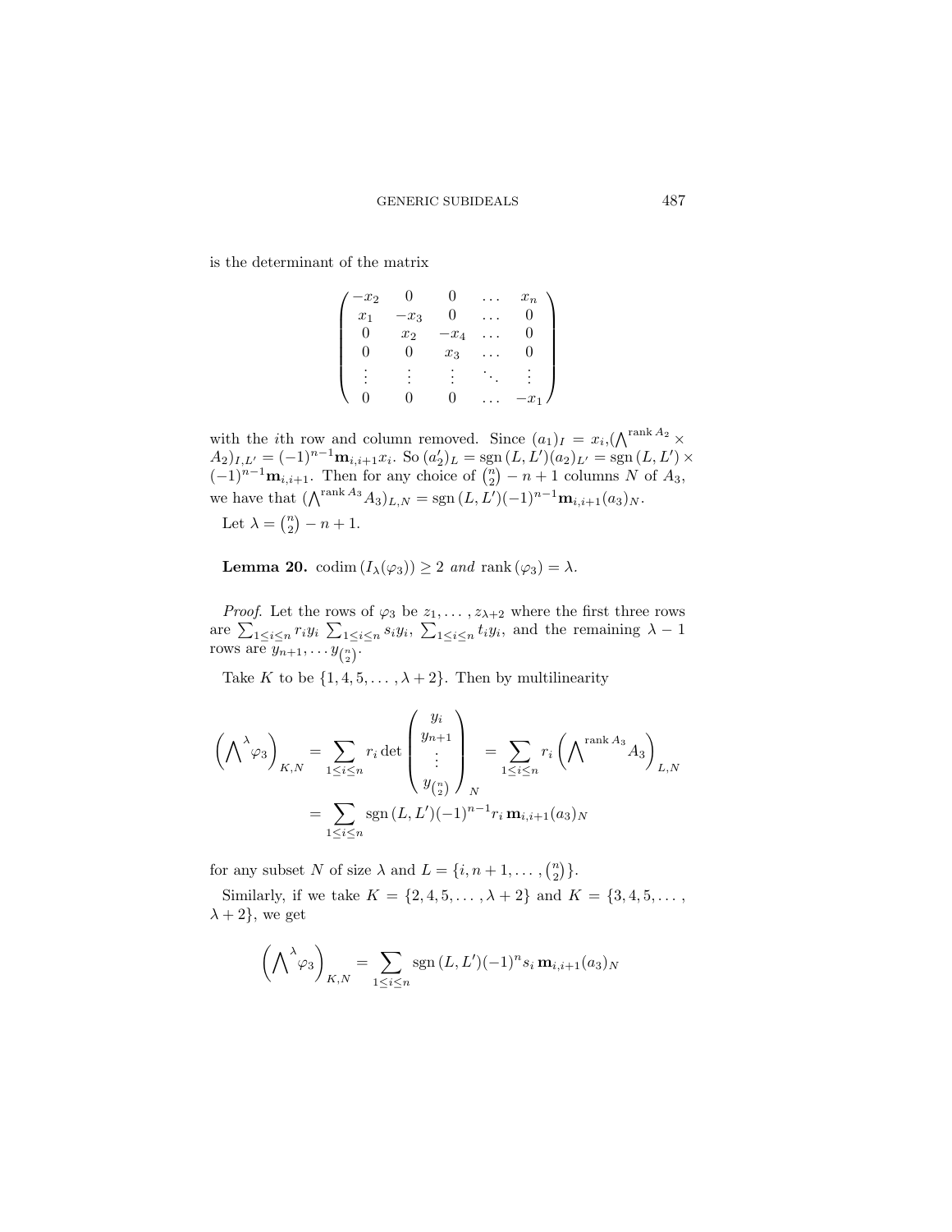is the determinant of the matrix

$$
\begin{pmatrix}
-x_2 & 0 & 0 & \dots & x_n \\
x_1 & -x_3 & 0 & \dots & 0 \\
0 & x_2 & -x_4 & \dots & 0 \\
0 & 0 & x_3 & \dots & 0 \\
\vdots & \vdots & \vdots & \ddots & \vdots \\
0 & 0 & 0 & \dots & -x_1
\end{pmatrix}
$$

with the $i$th row and column removed. Since $(a_1)_I = x_i$, $(\bigwedge^{\operatorname{rank} A_2} \times A_2)_{I,L'} = (-1)^{n-1}\mathbf{m}_{i,i+1}x_i$. So $(a_2')_L = \operatorname{sgn}(L, L')(a_2)_{L'} = \operatorname{sgn}(L, L') \times (-1)^{n-1}\mathbf{m}_{i,i+1}$. Then for any choice of $\binom{n}{2} - n + 1$ columns $N$ of $A_3$, we have that $(\bigwedge^{\operatorname{rank} A_3} A_3)_{L,N} = \operatorname{sgn}(L, L')(-1)^{n-1}\mathbf{m}_{i,i+1}(a_3)_N$.

Let $\lambda = \binom{n}{2} - n + 1$.

**Lemma 20.** *$\operatorname{codim}(I_\lambda(\varphi_3)) \geq 2$ and $\operatorname{rank}(\varphi_3) = \lambda$.*

*Proof.* Let the rows of $\varphi_3$ be $z_1, \dots, z_{\lambda+2}$ where the first three rows are $\sum_{1\leq i\leq n} r_i y_i$ $\sum_{1\leq i\leq n} s_i y_i$, $\sum_{1\leq i\leq n} t_i y_i$, and the remaining $\lambda - 1$ rows are $y_{n+1}, \dots y_{\binom{n}{2}}$.

Take $K$ to be $\{1, 4, 5, \dots, \lambda + 2\}$. Then by multilinearity

$$
\left(\bigwedge^{\lambda} \varphi_3\right)_{K,N} = \sum_{1\leq i\leq n} r_i \det \begin{pmatrix} y_i \\ y_{n+1} \\ \vdots \\ y_{\binom{n}{2}} \end{pmatrix}_N = \sum_{1\leq i\leq n} r_i \left(\bigwedge^{\operatorname{rank} A_3} A_3\right)_{L,N}
$$
$$
= \sum_{1\leq i\leq n} \operatorname{sgn}(L, L')(-1)^{n-1} r_i\, \mathbf{m}_{i,i+1}(a_3)_N
$$

for any subset $N$ of size $\lambda$ and $L = \{i, n+1, \dots, \binom{n}{2}\}$.

Similarly, if we take $K = \{2, 4, 5, \dots, \lambda + 2\}$ and $K = \{3, 4, 5, \dots, \lambda + 2\}$, we get

$$
\left(\bigwedge^{\lambda} \varphi_3\right)_{K,N} = \sum_{1\leq i\leq n} \operatorname{sgn}(L, L')(-1)^{n} s_i\, \mathbf{m}_{i,i+1}(a_3)_N
$$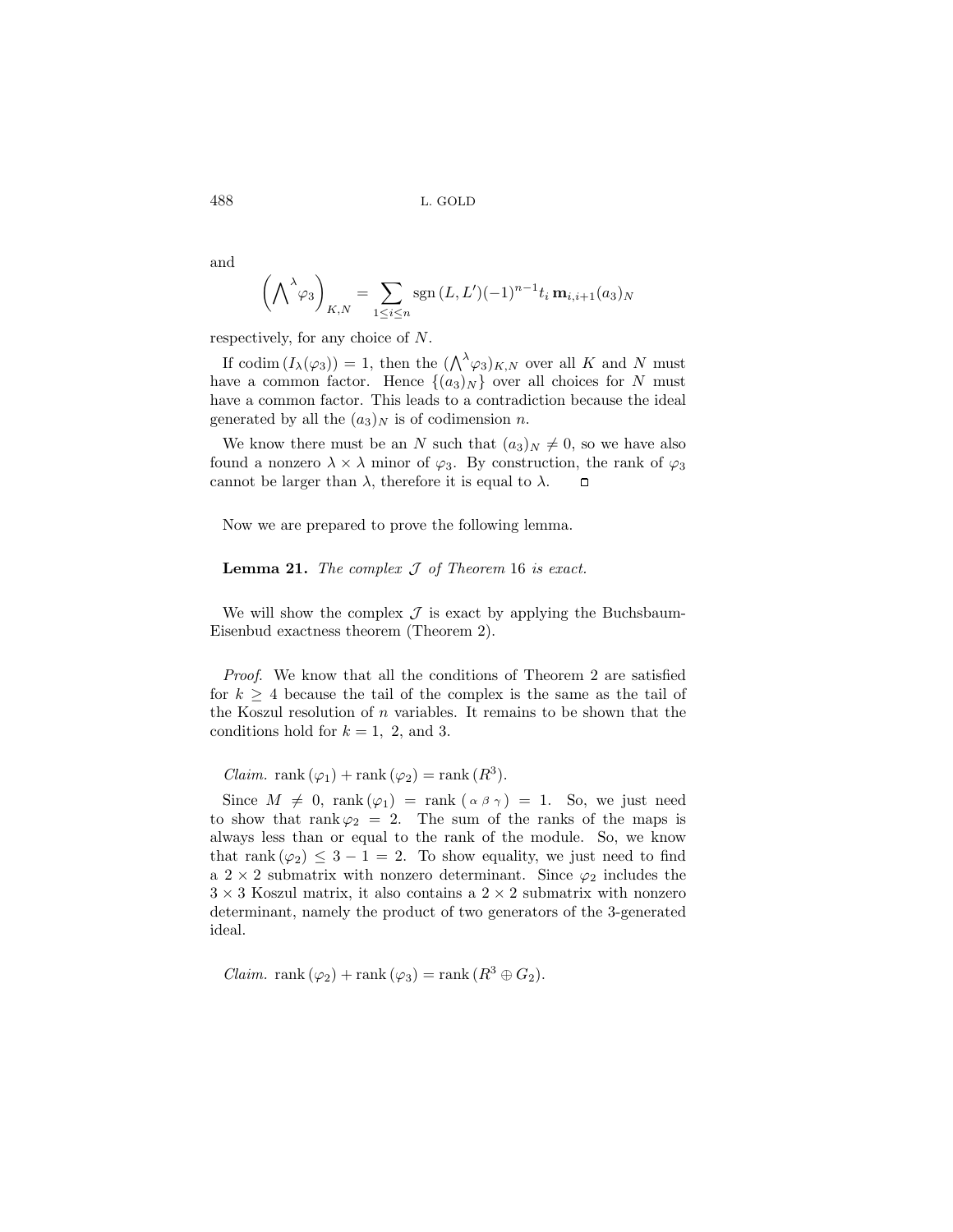and

$$\left(\bigwedge^{\lambda}\varphi_3\right)_{K,N} = \sum_{1\le i\le n} \operatorname{sgn}(L,L')(-1)^{n-1}t_i\, \mathbf{m}_{i,i+1}(a_3)_N$$

respectively, for any choice of $N$.

If $\operatorname{codim}(I_\lambda(\varphi_3)) = 1$, then the $(\bigwedge^{\lambda}\varphi_3)_{K,N}$ over all $K$ and $N$ must have a common factor. Hence $\{(a_3)_N\}$ over all choices for $N$ must have a common factor. This leads to a contradiction because the ideal generated by all the $(a_3)_N$ is of codimension $n$.

We know there must be an $N$ such that $(a_3)_N \neq 0$, so we have also found a nonzero $\lambda \times \lambda$ minor of $\varphi_3$. By construction, the rank of $\varphi_3$ cannot be larger than $\lambda$, therefore it is equal to $\lambda$. $\square$

Now we are prepared to prove the following lemma.

**Lemma 21.** *The complex $\mathcal{J}$ of Theorem* 16 *is exact.*

We will show the complex $\mathcal{J}$ is exact by applying the Buchsbaum-Eisenbud exactness theorem (Theorem 2).

*Proof.* We know that all the conditions of Theorem 2 are satisfied for $k \geq 4$ because the tail of the complex is the same as the tail of the Koszul resolution of $n$ variables. It remains to be shown that the conditions hold for $k = 1$, 2, and 3.

*Claim.* $\operatorname{rank}(\varphi_1) + \operatorname{rank}(\varphi_2) = \operatorname{rank}(R^3)$.

Since $M \neq 0$, $\operatorname{rank}(\varphi_1) = \operatorname{rank}\left(\alpha\ \beta\ \gamma\right) = 1$. So, we just need to show that $\operatorname{rank}\varphi_2 = 2$. The sum of the ranks of the maps is always less than or equal to the rank of the module. So, we know that $\operatorname{rank}(\varphi_2) \leq 3 - 1 = 2$. To show equality, we just need to find a $2 \times 2$ submatrix with nonzero determinant. Since $\varphi_2$ includes the $3 \times 3$ Koszul matrix, it also contains a $2 \times 2$ submatrix with nonzero determinant, namely the product of two generators of the 3-generated ideal.

*Claim.* $\operatorname{rank}(\varphi_2) + \operatorname{rank}(\varphi_3) = \operatorname{rank}(R^3 \oplus G_2)$.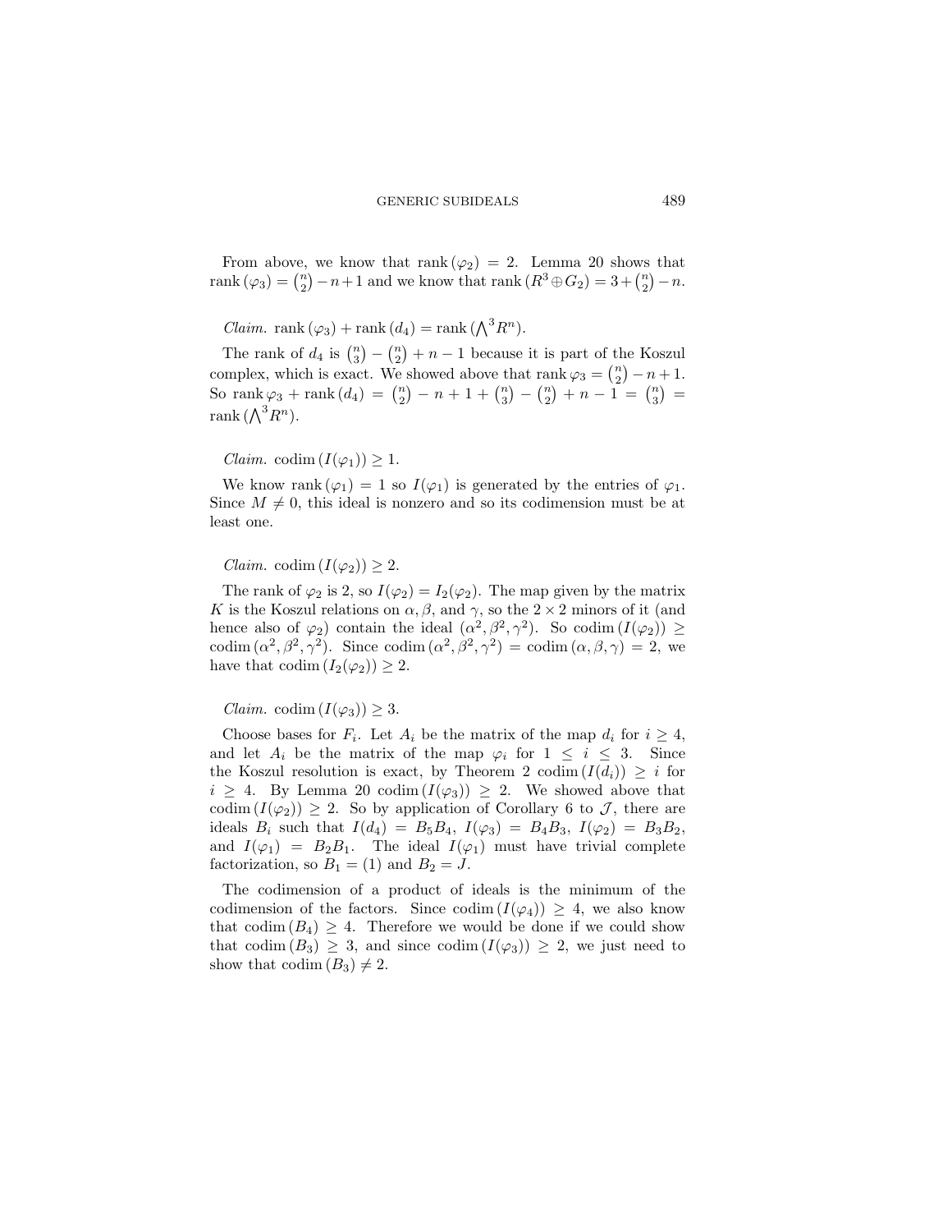From above, we know that $\operatorname{rank}(\varphi_2) = 2$. Lemma 20 shows that $\operatorname{rank}(\varphi_3) = \binom{n}{2} - n + 1$ and we know that $\operatorname{rank}(R^3 \oplus G_2) = 3 + \binom{n}{2} - n$.

*Claim.* $\operatorname{rank}(\varphi_3) + \operatorname{rank}(d_4) = \operatorname{rank}(\bigwedge^3 R^n)$.

The rank of $d_4$ is $\binom{n}{3} - \binom{n}{2} + n - 1$ because it is part of the Koszul complex, which is exact. We showed above that $\operatorname{rank} \varphi_3 = \binom{n}{2} - n + 1$. So $\operatorname{rank} \varphi_3 + \operatorname{rank}(d_4) = \binom{n}{2} - n + 1 + \binom{n}{3} - \binom{n}{2} + n - 1 = \binom{n}{3} = \operatorname{rank}(\bigwedge^3 R^n)$.

*Claim.* $\operatorname{codim}(I(\varphi_1)) \geq 1$.

We know $\operatorname{rank}(\varphi_1) = 1$ so $I(\varphi_1)$ is generated by the entries of $\varphi_1$. Since $M \neq 0$, this ideal is nonzero and so its codimension must be at least one.

*Claim.* $\operatorname{codim}(I(\varphi_2)) \geq 2$.

The rank of $\varphi_2$ is 2, so $I(\varphi_2) = I_2(\varphi_2)$. The map given by the matrix $K$ is the Koszul relations on $\alpha, \beta$, and $\gamma$, so the $2 \times 2$ minors of it (and hence also of $\varphi_2$) contain the ideal $(\alpha^2, \beta^2, \gamma^2)$. So $\operatorname{codim}(I(\varphi_2)) \geq \operatorname{codim}(\alpha^2, \beta^2, \gamma^2)$. Since $\operatorname{codim}(\alpha^2, \beta^2, \gamma^2) = \operatorname{codim}(\alpha, \beta, \gamma) = 2$, we have that $\operatorname{codim}(I_2(\varphi_2)) \geq 2$.

*Claim.* $\operatorname{codim}(I(\varphi_3)) \geq 3$.

Choose bases for $F_i$. Let $A_i$ be the matrix of the map $d_i$ for $i \geq 4$, and let $A_i$ be the matrix of the map $\varphi_i$ for $1 \leq i \leq 3$. Since the Koszul resolution is exact, by Theorem 2 $\operatorname{codim}(I(d_i)) \geq i$ for $i \geq 4$. By Lemma 20 $\operatorname{codim}(I(\varphi_3)) \geq 2$. We showed above that $\operatorname{codim}(I(\varphi_2)) \geq 2$. So by application of Corollary 6 to $\mathcal{J}$, there are ideals $B_i$ such that $I(d_4) = B_5 B_4$, $I(\varphi_3) = B_4 B_3$, $I(\varphi_2) = B_3 B_2$, and $I(\varphi_1) = B_2 B_1$. The ideal $I(\varphi_1)$ must have trivial complete factorization, so $B_1 = (1)$ and $B_2 = J$.

The codimension of a product of ideals is the minimum of the codimension of the factors. Since $\operatorname{codim}(I(\varphi_4)) \geq 4$, we also know that $\operatorname{codim}(B_4) \geq 4$. Therefore we would be done if we could show that $\operatorname{codim}(B_3) \geq 3$, and since $\operatorname{codim}(I(\varphi_3)) \geq 2$, we just need to show that $\operatorname{codim}(B_3) \neq 2$.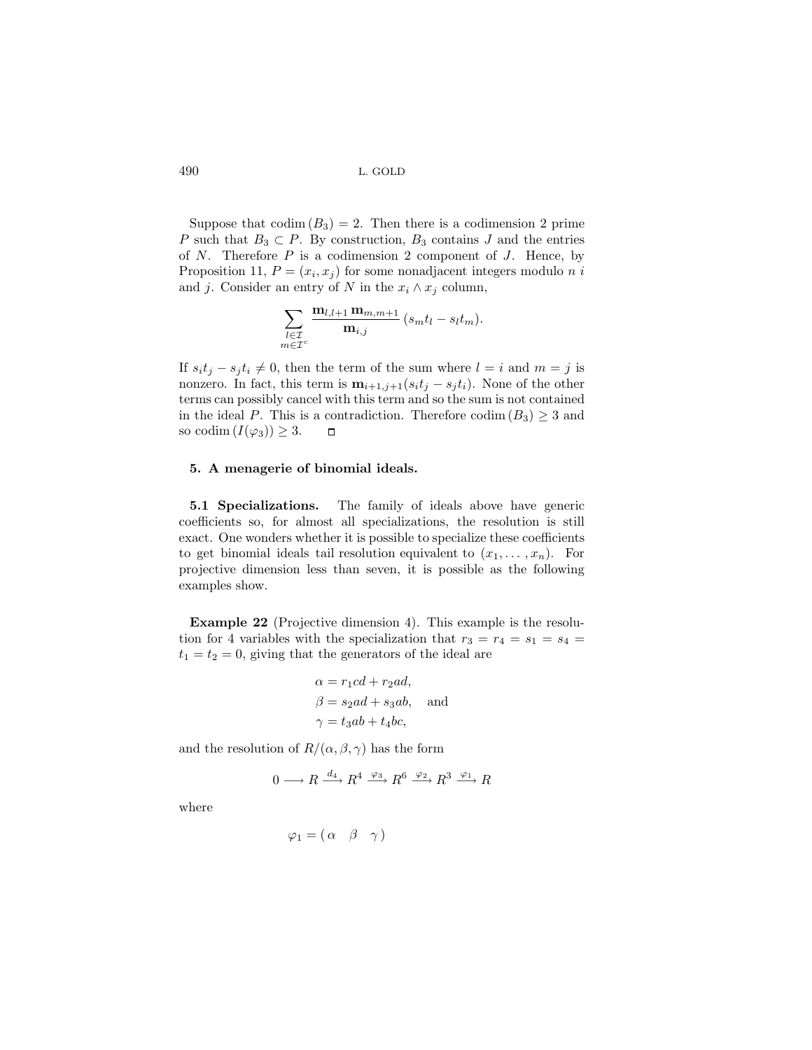Suppose that $\operatorname{codim}(B_3) = 2$. Then there is a codimension 2 prime $P$ such that $B_3 \subset P$. By construction, $B_3$ contains $J$ and the entries of $N$. Therefore $P$ is a codimension 2 component of $J$. Hence, by Proposition 11, $P = (x_i, x_j)$ for some nonadjacent integers modulo $n$ $i$ and $j$. Consider an entry of $N$ in the $x_i \wedge x_j$ column,

$$\sum_{\substack{l \in \mathcal{I} \\ m \in \mathcal{I}^c}} \frac{\mathbf{m}_{l,l+1}\, \mathbf{m}_{m,m+1}}{\mathbf{m}_{i,j}} \,(s_m t_l - s_l t_m).$$

If $s_i t_j - s_j t_i \neq 0$, then the term of the sum where $l = i$ and $m = j$ is nonzero. In fact, this term is $\mathbf{m}_{i+1,j+1}(s_i t_j - s_j t_i)$. None of the other terms can possibly cancel with this term and so the sum is not contained in the ideal $P$. This is a contradiction. Therefore $\operatorname{codim}(B_3) \geq 3$ and so $\operatorname{codim}(I(\varphi_3)) \geq 3$. $\square$

## 5. A menagerie of binomial ideals.

**5.1 Specializations.** The family of ideals above have generic coefficients so, for almost all specializations, the resolution is still exact. One wonders whether it is possible to specialize these coefficients to get binomial ideals tail resolution equivalent to $(x_1, \dots, x_n)$. For projective dimension less than seven, it is possible as the following examples show.

**Example 22** (Projective dimension 4). This example is the resolution for 4 variables with the specialization that $r_3 = r_4 = s_1 = s_4 = t_1 = t_2 = 0$, giving that the generators of the ideal are

$$\alpha = r_1 cd + r_2 ad,$$
$$\beta = s_2 ad + s_3 ab, \quad \text{and}$$
$$\gamma = t_3 ab + t_4 bc,$$

and the resolution of $R/(\alpha, \beta, \gamma)$ has the form

$$0 \longrightarrow R \xrightarrow{d_4} R^4 \xrightarrow{\varphi_3} R^6 \xrightarrow{\varphi_2} R^3 \xrightarrow{\varphi_1} R$$

where

$$\varphi_1 = \begin{pmatrix} \alpha & \beta & \gamma \end{pmatrix}$$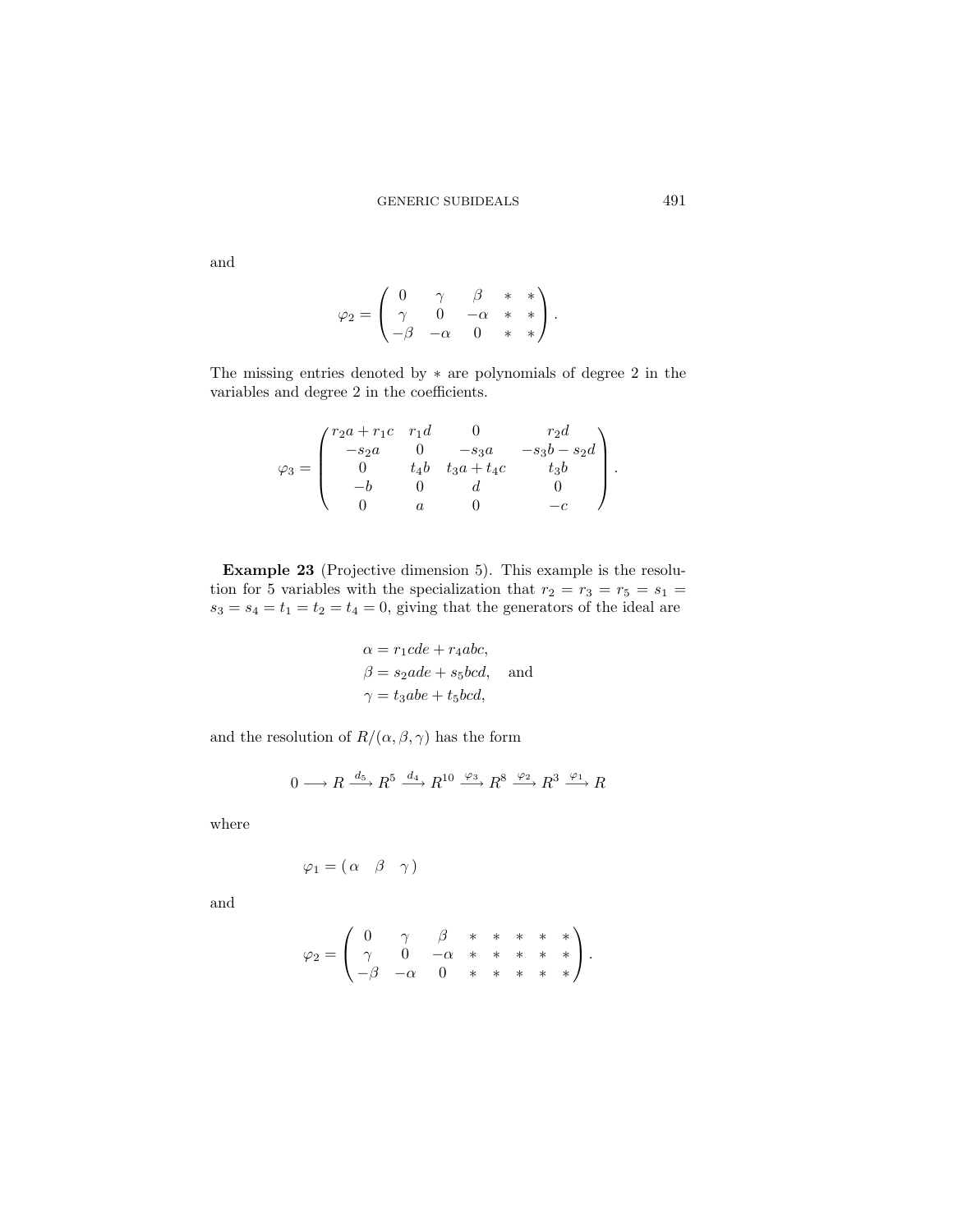and

$$\varphi_2 = \begin{pmatrix} 0 & \gamma & \beta & * & * \\ \gamma & 0 & -\alpha & * & * \\ -\beta & -\alpha & 0 & * & * \end{pmatrix}.$$

The missing entries denoted by $*$ are polynomials of degree 2 in the variables and degree 2 in the coefficients.

$$\varphi_3 = \begin{pmatrix} r_2a + r_1c & r_1d & 0 & r_2d \\ -s_2a & 0 & -s_3a & -s_3b - s_2d \\ 0 & t_4b & t_3a + t_4c & t_3b \\ -b & 0 & d & 0 \\ 0 & a & 0 & -c \end{pmatrix}.$$

**Example 23** (Projective dimension 5). This example is the resolution for 5 variables with the specialization that $r_2 = r_3 = r_5 = s_1 = s_3 = s_4 = t_1 = t_2 = t_4 = 0$, giving that the generators of the ideal are

$$\alpha = r_1cde + r_4abc,$$
$$\beta = s_2ade + s_5bcd, \quad \text{and}$$
$$\gamma = t_3abe + t_5bcd,$$

and the resolution of $R/(\alpha, \beta, \gamma)$ has the form

$$0 \longrightarrow R \xrightarrow{d_5} R^5 \xrightarrow{d_4} R^{10} \xrightarrow{\varphi_3} R^8 \xrightarrow{\varphi_2} R^3 \xrightarrow{\varphi_1} R$$

where

$$\varphi_1 = \begin{pmatrix} \alpha & \beta & \gamma \end{pmatrix}$$

and

$$\varphi_2 = \begin{pmatrix} 0 & \gamma & \beta & * & * & * & * & * \\ \gamma & 0 & -\alpha & * & * & * & * & * \\ -\beta & -\alpha & 0 & * & * & * & * & * \end{pmatrix}.$$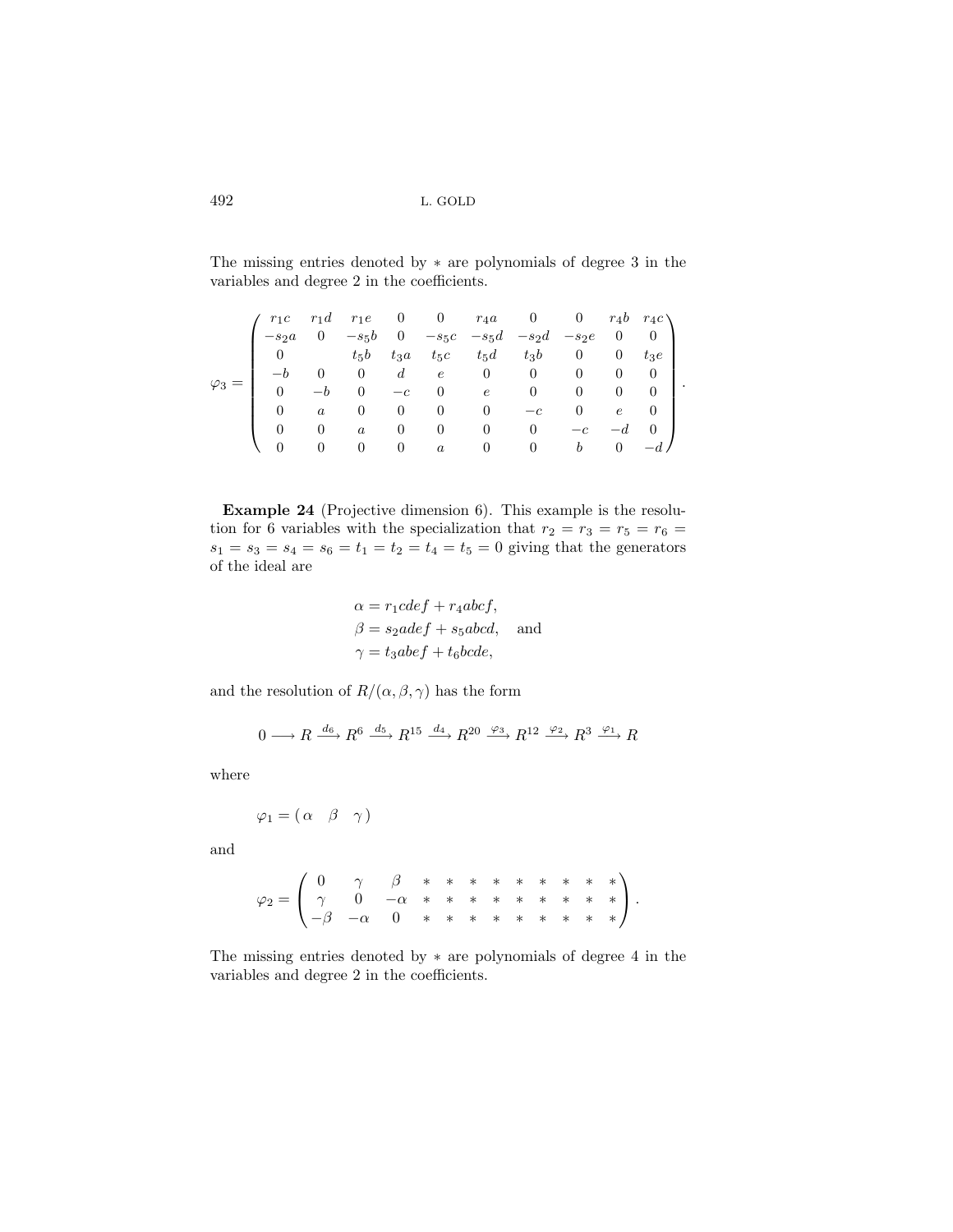The missing entries denoted by $*$ are polynomials of degree 3 in the variables and degree 2 in the coefficients.

$$
\varphi_3 = \begin{pmatrix}
r_1c & r_1d & r_1e & 0 & 0 & r_4a & 0 & 0 & r_4b & r_4c \\
-s_2a & 0 & -s_5b & 0 & -s_5c & -s_5d & -s_2d & -s_2e & 0 & 0 \\
0 & & t_5b & t_3a & t_5c & t_5d & t_3b & 0 & 0 & t_3e \\
-b & 0 & 0 & d & e & 0 & 0 & 0 & 0 & 0 \\
0 & -b & 0 & -c & 0 & e & 0 & 0 & 0 & 0 \\
0 & a & 0 & 0 & 0 & 0 & -c & 0 & e & 0 \\
0 & 0 & a & 0 & 0 & 0 & 0 & -c & -d & 0 \\
0 & 0 & 0 & 0 & a & 0 & 0 & b & 0 & -d
\end{pmatrix}.
$$

**Example 24** (Projective dimension 6). This example is the resolution for 6 variables with the specialization that $r_2 = r_3 = r_5 = r_6 = s_1 = s_3 = s_4 = s_6 = t_1 = t_2 = t_4 = t_5 = 0$ giving that the generators of the ideal are

$$
\begin{aligned}
\alpha &= r_1cdef + r_4abcf, \\
\beta &= s_2adef + s_5abcd, \quad \text{and} \\
\gamma &= t_3abef + t_6bcde,
\end{aligned}
$$

and the resolution of $R/(\alpha, \beta, \gamma)$ has the form

$$
0 \longrightarrow R \xrightarrow{d_6} R^6 \xrightarrow{d_5} R^{15} \xrightarrow{d_4} R^{20} \xrightarrow{\varphi_3} R^{12} \xrightarrow{\varphi_2} R^3 \xrightarrow{\varphi_1} R
$$

where

$$
\varphi_1 = \begin{pmatrix} \alpha & \beta & \gamma \end{pmatrix}
$$

and

$$
\varphi_2 = \begin{pmatrix}
0 & \gamma & \beta & * & * & * & * & * & * & * & * & * \\
\gamma & 0 & -\alpha & * & * & * & * & * & * & * & * & * \\
-\beta & -\alpha & 0 & * & * & * & * & * & * & * & * & *
\end{pmatrix}.
$$

The missing entries denoted by $*$ are polynomials of degree 4 in the variables and degree 2 in the coefficients.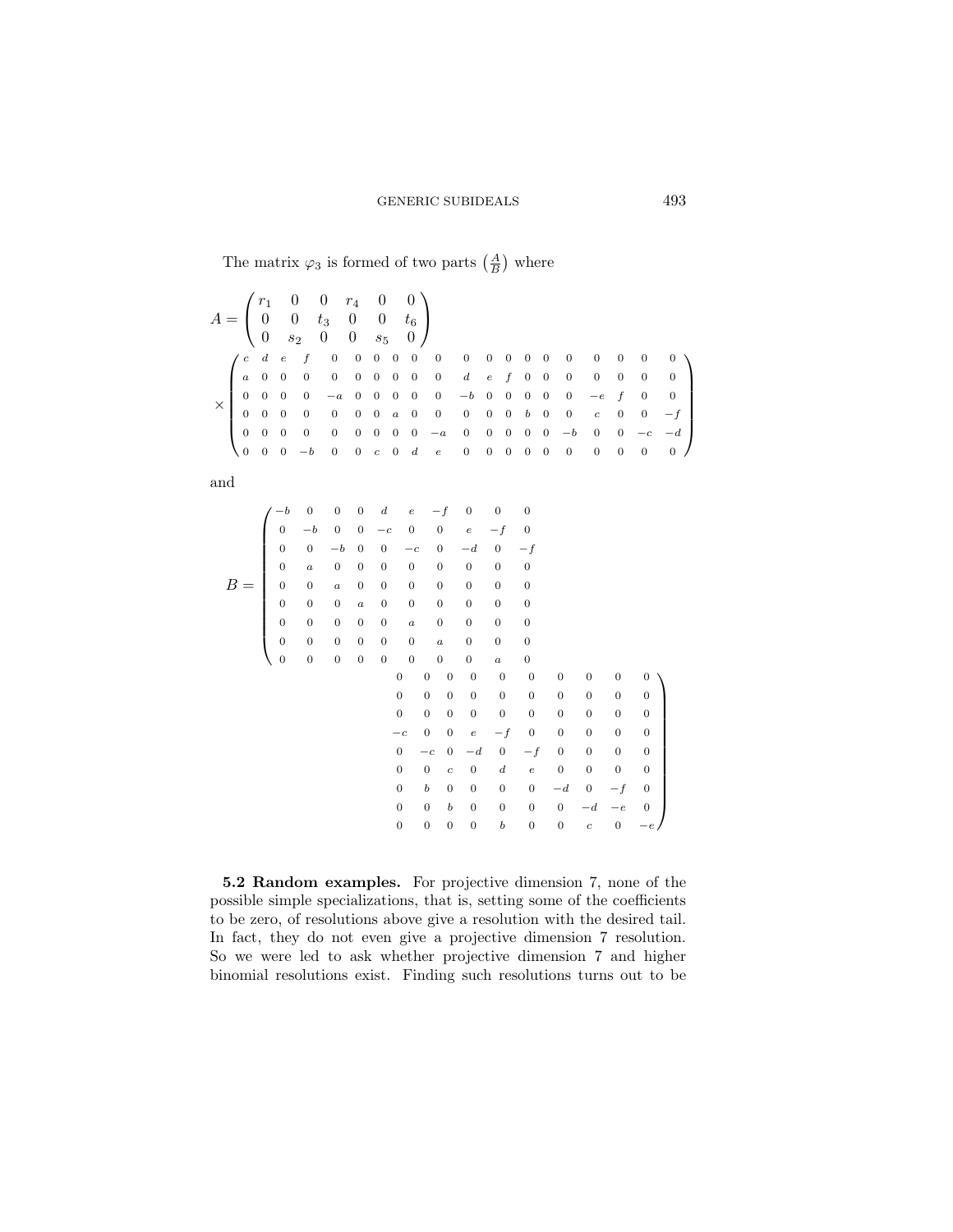The matrix $\varphi_3$ is formed of two parts $\left(\frac{A}{B}\right)$ where

$$
A = \begin{pmatrix} r_1 & 0 & 0 & r_4 & 0 & 0 \\ 0 & 0 & t_3 & 0 & 0 & t_6 \\ 0 & s_2 & 0 & 0 & s_5 & 0 \end{pmatrix}
$$

$$
\times \begin{pmatrix}
c & d & e & f & 0 & 0 & 0 & 0 & 0 & 0 & 0 & 0 & 0 & 0 & 0 & 0 & 0 & 0 & 0 & 0 \\
a & 0 & 0 & 0 & 0 & 0 & 0 & 0 & 0 & 0 & d & e & f & 0 & 0 & 0 & 0 & 0 & 0 & 0 \\
0 & 0 & 0 & 0 & -a & 0 & 0 & 0 & 0 & 0 & -b & 0 & 0 & 0 & 0 & 0 & -e & f & 0 & 0 \\
0 & 0 & 0 & 0 & 0 & 0 & 0 & a & 0 & 0 & 0 & 0 & 0 & b & 0 & 0 & c & 0 & 0 & -f \\
0 & 0 & 0 & 0 & 0 & 0 & 0 & 0 & 0 & -a & 0 & 0 & 0 & 0 & 0 & -b & 0 & 0 & -c & -d \\
0 & 0 & 0 & -b & 0 & 0 & c & 0 & d & e & 0 & 0 & 0 & 0 & 0 & 0 & 0 & 0 & 0 & 0
\end{pmatrix}
$$

and

$$
B = \begin{pmatrix}
-b & 0 & 0 & 0 & d & e & -f & 0 & 0 & 0 & 0 & 0 & 0 & 0 & 0 & 0 & 0 & 0 & 0 & 0 \\
0 & -b & 0 & 0 & -c & 0 & 0 & e & -f & 0 & 0 & 0 & 0 & 0 & 0 & 0 & 0 & 0 & 0 & 0 \\
0 & 0 & -b & 0 & 0 & -c & 0 & -d & 0 & -f & 0 & 0 & 0 & 0 & 0 & 0 & 0 & 0 & 0 & 0 \\
0 & a & 0 & 0 & 0 & 0 & 0 & 0 & 0 & 0 & -c & 0 & 0 & e & -f & 0 & 0 & 0 & 0 & 0 \\
0 & 0 & a & 0 & 0 & 0 & 0 & 0 & 0 & 0 & 0 & -c & 0 & -d & 0 & -f & 0 & 0 & 0 & 0 \\
0 & 0 & 0 & a & 0 & 0 & 0 & 0 & 0 & 0 & 0 & 0 & c & 0 & d & e & 0 & 0 & 0 & 0 \\
0 & 0 & 0 & 0 & 0 & a & 0 & 0 & 0 & 0 & 0 & b & 0 & 0 & 0 & 0 & -d & 0 & -f & 0 \\
0 & 0 & 0 & 0 & 0 & 0 & a & 0 & 0 & 0 & 0 & 0 & b & 0 & 0 & 0 & 0 & -d & -e & 0 \\
0 & 0 & 0 & 0 & 0 & 0 & 0 & 0 & a & 0 & 0 & 0 & 0 & 0 & b & 0 & 0 & c & 0 & -e
\end{pmatrix}
$$

**5.2 Random examples.** For projective dimension 7, none of the possible simple specializations, that is, setting some of the coefficients to be zero, of resolutions above give a resolution with the desired tail. In fact, they do not even give a projective dimension 7 resolution. So we were led to ask whether projective dimension 7 and higher binomial resolutions exist. Finding such resolutions turns out to be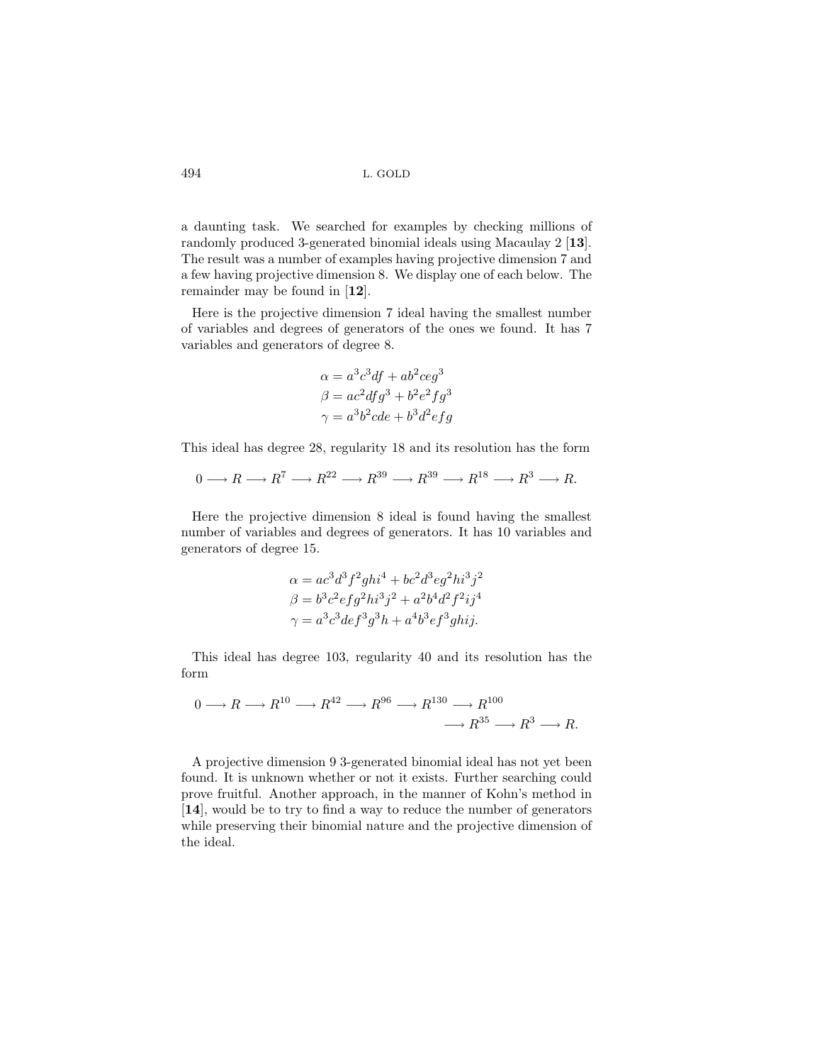a daunting task. We searched for examples by checking millions of randomly produced 3-generated binomial ideals using Macaulay 2 [**13**]. The result was a number of examples having projective dimension 7 and a few having projective dimension 8. We display one of each below. The remainder may be found in [**12**].

Here is the projective dimension 7 ideal having the smallest number of variables and degrees of generators of the ones we found. It has 7 variables and generators of degree 8.

$$\begin{aligned}
\alpha &= a^3c^3df + ab^2ceg^3 \\
\beta &= ac^2dfg^3 + b^2e^2fg^3 \\
\gamma &= a^3b^2cde + b^3d^2efg
\end{aligned}$$

This ideal has degree 28, regularity 18 and its resolution has the form

$$0 \longrightarrow R \longrightarrow R^7 \longrightarrow R^{22} \longrightarrow R^{39} \longrightarrow R^{39} \longrightarrow R^{18} \longrightarrow R^3 \longrightarrow R.$$

Here the projective dimension 8 ideal is found having the smallest number of variables and degrees of generators. It has 10 variables and generators of degree 15.

$$\begin{aligned}
\alpha &= ac^3d^3f^2ghi^4 + bc^2d^3eg^2hi^3j^2 \\
\beta &= b^3c^2efg^2hi^3j^2 + a^2b^4d^2f^2ij^4 \\
\gamma &= a^3c^3def^3g^3h + a^4b^3ef^3ghij.
\end{aligned}$$

This ideal has degree 103, regularity 40 and its resolution has the form

$$\begin{aligned}
0 \longrightarrow R \longrightarrow R^{10} \longrightarrow R^{42} \longrightarrow R^{96} \longrightarrow R^{130} \longrightarrow R^{100} \\
\longrightarrow R^{35} \longrightarrow R^3 \longrightarrow R.
\end{aligned}$$

A projective dimension 9 3-generated binomial ideal has not yet been found. It is unknown whether or not it exists. Further searching could prove fruitful. Another approach, in the manner of Kohn's method in [**14**], would be to try to find a way to reduce the number of generators while preserving their binomial nature and the projective dimension of the ideal.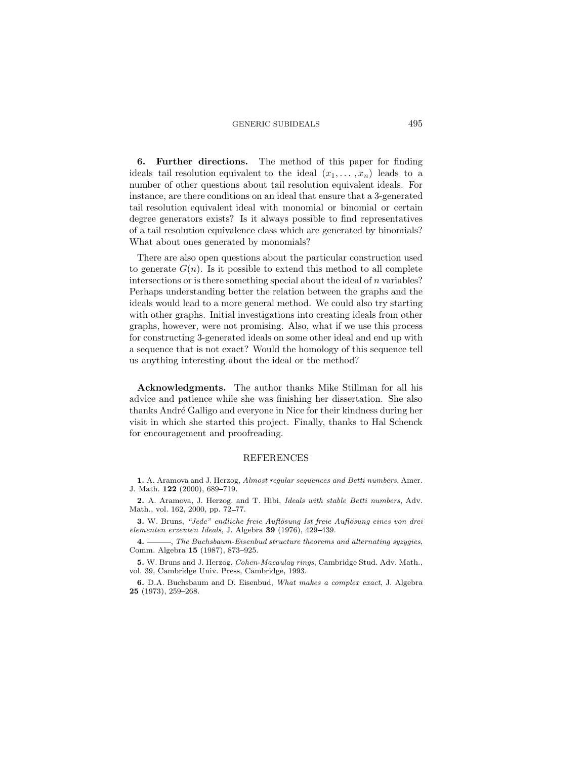**6. Further directions.** The method of this paper for finding ideals tail resolution equivalent to the ideal $(x_1, \dots, x_n)$ leads to a number of other questions about tail resolution equivalent ideals. For instance, are there conditions on an ideal that ensure that a 3-generated tail resolution equivalent ideal with monomial or binomial or certain degree generators exists? Is it always possible to find representatives of a tail resolution equivalence class which are generated by binomials? What about ones generated by monomials?

There are also open questions about the particular construction used to generate $G(n)$. Is it possible to extend this method to all complete intersections or is there something special about the ideal of $n$ variables? Perhaps understanding better the relation between the graphs and the ideals would lead to a more general method. We could also try starting with other graphs. Initial investigations into creating ideals from other graphs, however, were not promising. Also, what if we use this process for constructing 3-generated ideals on some other ideal and end up with a sequence that is not exact? Would the homology of this sequence tell us anything interesting about the ideal or the method?

**Acknowledgments.** The author thanks Mike Stillman for all his advice and patience while she was finishing her dissertation. She also thanks André Galligo and everyone in Nice for their kindness during her visit in which she started this project. Finally, thanks to Hal Schenck for encouragement and proofreading.

## REFERENCES

**1.** A. Aramova and J. Herzog, *Almost regular sequences and Betti numbers*, Amer. J. Math. **122** (2000), 689–719.

**2.** A. Aramova, J. Herzog. and T. Hibi, *Ideals with stable Betti numbers*, Adv. Math., vol. 162, 2000, pp. 72–77.

**3.** W. Bruns, *"Jede" endliche freie Auflösung Ist freie Auflösung eines von drei elementen erzeuten Ideals*, J. Algebra **39** (1976), 429–439.

**4.** ———, *The Buchsbaum-Eisenbud structure theorems and alternating syzygies*, Comm. Algebra **15** (1987), 873–925.

**5.** W. Bruns and J. Herzog, *Cohen-Macaulay rings*, Cambridge Stud. Adv. Math., vol. 39, Cambridge Univ. Press, Cambridge, 1993.

**6.** D.A. Buchsbaum and D. Eisenbud, *What makes a complex exact*, J. Algebra **25** (1973), 259–268.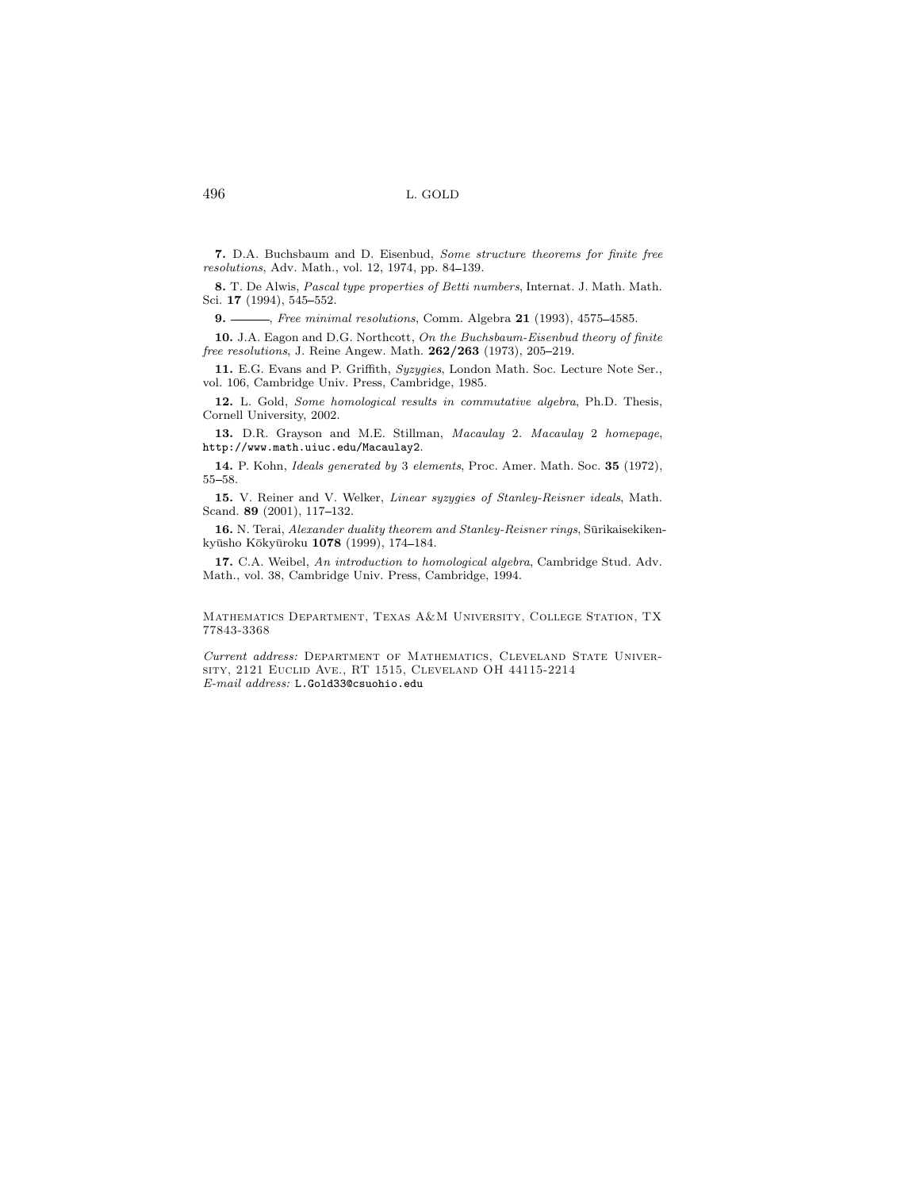**7.** D.A. Buchsbaum and D. Eisenbud, *Some structure theorems for finite free resolutions*, Adv. Math., vol. 12, 1974, pp. 84–139.

**8.** T. De Alwis, *Pascal type properties of Betti numbers*, Internat. J. Math. Math. Sci. **17** (1994), 545–552.

**9.** ———, *Free minimal resolutions*, Comm. Algebra **21** (1993), 4575–4585.

**10.** J.A. Eagon and D.G. Northcott, *On the Buchsbaum-Eisenbud theory of finite free resolutions*, J. Reine Angew. Math. **262/263** (1973), 205–219.

**11.** E.G. Evans and P. Griffith, *Syzygies*, London Math. Soc. Lecture Note Ser., vol. 106, Cambridge Univ. Press, Cambridge, 1985.

**12.** L. Gold, *Some homological results in commutative algebra*, Ph.D. Thesis, Cornell University, 2002.

**13.** D.R. Grayson and M.E. Stillman, *Macaulay* 2. *Macaulay* 2 *homepage*, `http://www.math.uiuc.edu/Macaulay2`.

**14.** P. Kohn, *Ideals generated by* 3 *elements*, Proc. Amer. Math. Soc. **35** (1972), 55–58.

**15.** V. Reiner and V. Welker, *Linear syzygies of Stanley-Reisner ideals*, Math. Scand. **89** (2001), 117–132.

**16.** N. Terai, *Alexander duality theorem and Stanley-Reisner rings*, Sūrikaisekikenkyūsho Kōkyūroku **1078** (1999), 174–184.

**17.** C.A. Weibel, *An introduction to homological algebra*, Cambridge Stud. Adv. Math., vol. 38, Cambridge Univ. Press, Cambridge, 1994.

Mathematics Department, Texas A&M University, College Station, TX 77843-3368

*Current address:* Department of Mathematics, Cleveland State University, 2121 Euclid Ave., RT 1515, Cleveland OH 44115-2214
*E-mail address:* `L.Gold33@csuohio.edu`